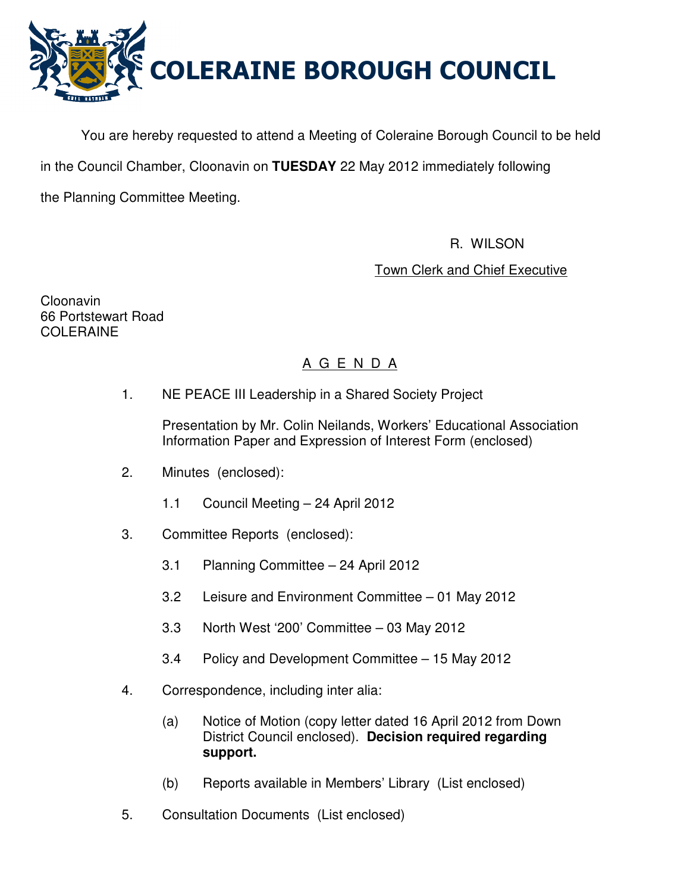# COLERAINE BOROUGH COUNCIL

You are hereby requested to attend a Meeting of Coleraine Borough Council to be held in the Council Chamber, Cloonavin on **TUESDAY** 22 May 2012 immediately following the Planning Committee Meeting.

R. WILSON

Town Clerk and Chief Executive

Cloonavin
66 Portstewart Road
COLERAINE

## A G E N D A

1. NE PEACE III Leadership in a Shared Society Project

   Presentation by Mr. Colin Neilands, Workers' Educational Association Information Paper and Expression of Interest Form (enclosed)

2. Minutes (enclosed):

   1.1 Council Meeting – 24 April 2012

3. Committee Reports (enclosed):

   3.1 Planning Committee – 24 April 2012

   3.2 Leisure and Environment Committee – 01 May 2012

   3.3 North West '200' Committee – 03 May 2012

   3.4 Policy and Development Committee – 15 May 2012

4. Correspondence, including inter alia:

   (a) Notice of Motion (copy letter dated 16 April 2012 from Down District Council enclosed). **Decision required regarding support.**

   (b) Reports available in Members' Library (List enclosed)

5. Consultation Documents (List enclosed)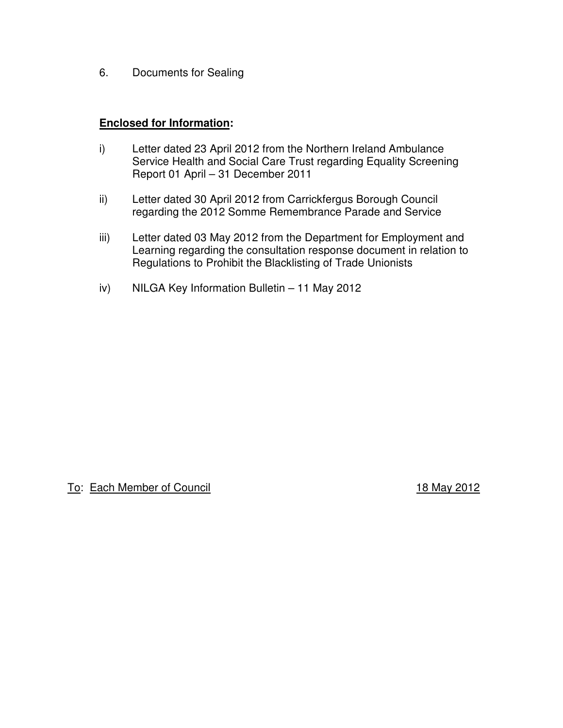6. Documents for Sealing

**<u>Enclosed for Information</u>:**

i) Letter dated 23 April 2012 from the Northern Ireland Ambulance Service Health and Social Care Trust regarding Equality Screening Report 01 April – 31 December 2011

ii) Letter dated 30 April 2012 from Carrickfergus Borough Council regarding the 2012 Somme Remembrance Parade and Service

iii) Letter dated 03 May 2012 from the Department for Employment and Learning regarding the consultation response document in relation to Regulations to Prohibit the Blacklisting of Trade Unionists

iv) NILGA Key Information Bulletin – 11 May 2012

<u>To</u>: <u>Each Member of Council</u> <u>18 May 2012</u>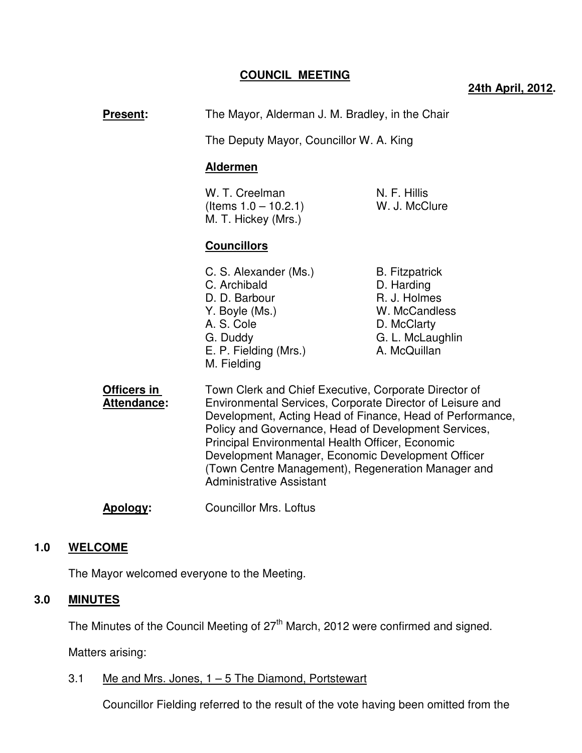**COUNCIL MEETING**

**24th April, 2012.**

**Present:** The Mayor, Alderman J. M. Bradley, in the Chair

The Deputy Mayor, Councillor W. A. King

**Aldermen**

W. T. Creelman (Items 1.0 – 10.2.1)
M. T. Hickey (Mrs.)
N. F. Hillis
W. J. McClure

**Councillors**

C. S. Alexander (Ms.)
C. Archibald
D. D. Barbour
Y. Boyle (Ms.)
A. S. Cole
G. Duddy
E. P. Fielding (Mrs.)
M. Fielding
B. Fitzpatrick
D. Harding
R. J. Holmes
W. McCandless
D. McClarty
G. L. McLaughlin
A. McQuillan

**Officers in Attendance:** Town Clerk and Chief Executive, Corporate Director of Environmental Services, Corporate Director of Leisure and Development, Acting Head of Finance, Head of Performance, Policy and Governance, Head of Development Services, Principal Environmental Health Officer, Economic Development Manager, Economic Development Officer (Town Centre Management), Regeneration Manager and Administrative Assistant

**Apology:** Councillor Mrs. Loftus

## 1.0 WELCOME

The Mayor welcomed everyone to the Meeting.

## 3.0 MINUTES

The Minutes of the Council Meeting of 27th March, 2012 were confirmed and signed.

Matters arising:

3.1 Me and Mrs. Jones, 1 – 5 The Diamond, Portstewart

Councillor Fielding referred to the result of the vote having been omitted from the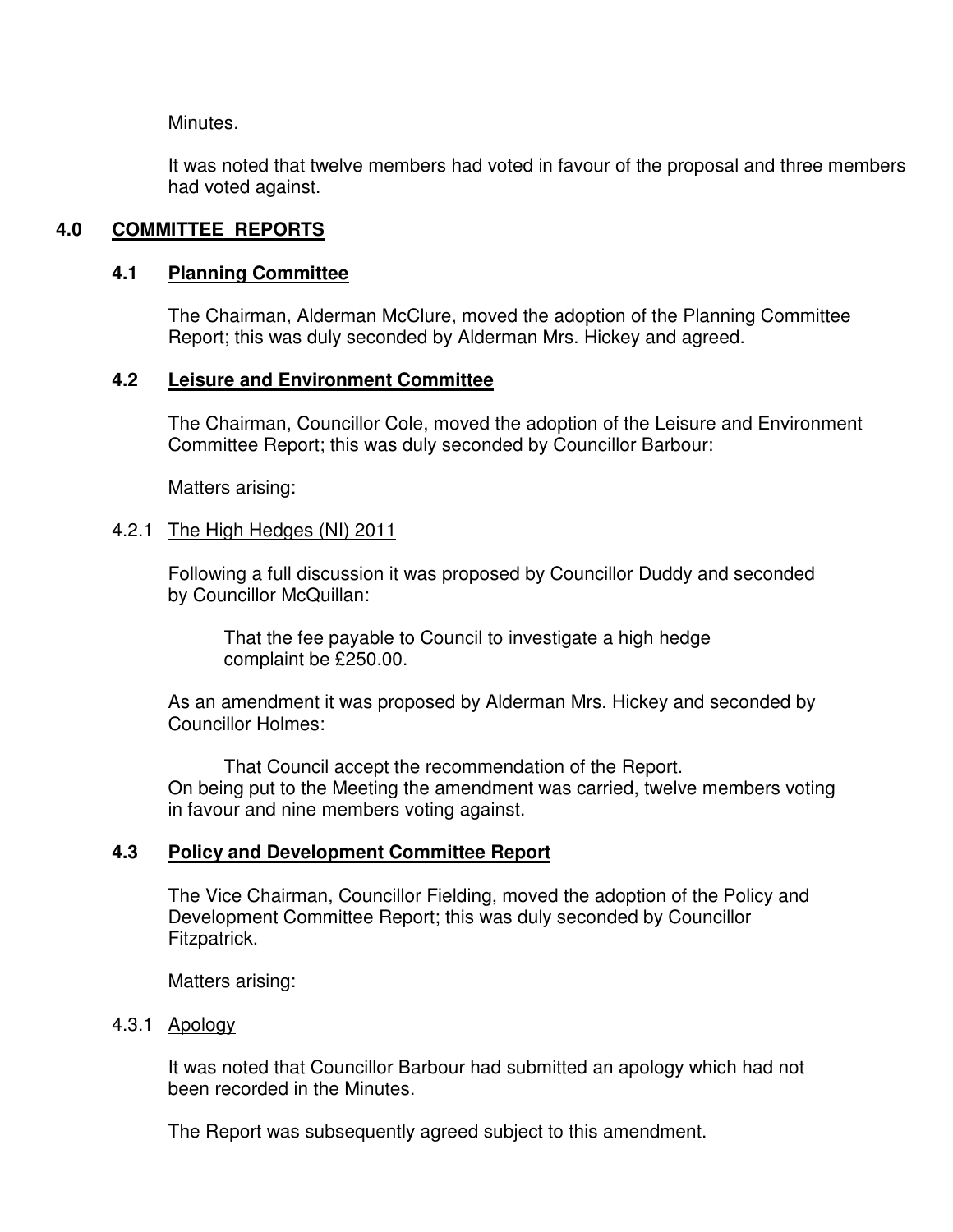Minutes.

It was noted that twelve members had voted in favour of the proposal and three members had voted against.

## 4.0 COMMITTEE REPORTS

### 4.1 Planning Committee

The Chairman, Alderman McClure, moved the adoption of the Planning Committee Report; this was duly seconded by Alderman Mrs. Hickey and agreed.

### 4.2 Leisure and Environment Committee

The Chairman, Councillor Cole, moved the adoption of the Leisure and Environment Committee Report; this was duly seconded by Councillor Barbour:

Matters arising:

4.2.1 The High Hedges (NI) 2011

Following a full discussion it was proposed by Councillor Duddy and seconded by Councillor McQuillan:

> That the fee payable to Council to investigate a high hedge complaint be £250.00.

As an amendment it was proposed by Alderman Mrs. Hickey and seconded by Councillor Holmes:

> That Council accept the recommendation of the Report.

On being put to the Meeting the amendment was carried, twelve members voting in favour and nine members voting against.

### 4.3 Policy and Development Committee Report

The Vice Chairman, Councillor Fielding, moved the adoption of the Policy and Development Committee Report; this was duly seconded by Councillor Fitzpatrick.

Matters arising:

4.3.1 Apology

It was noted that Councillor Barbour had submitted an apology which had not been recorded in the Minutes.

The Report was subsequently agreed subject to this amendment.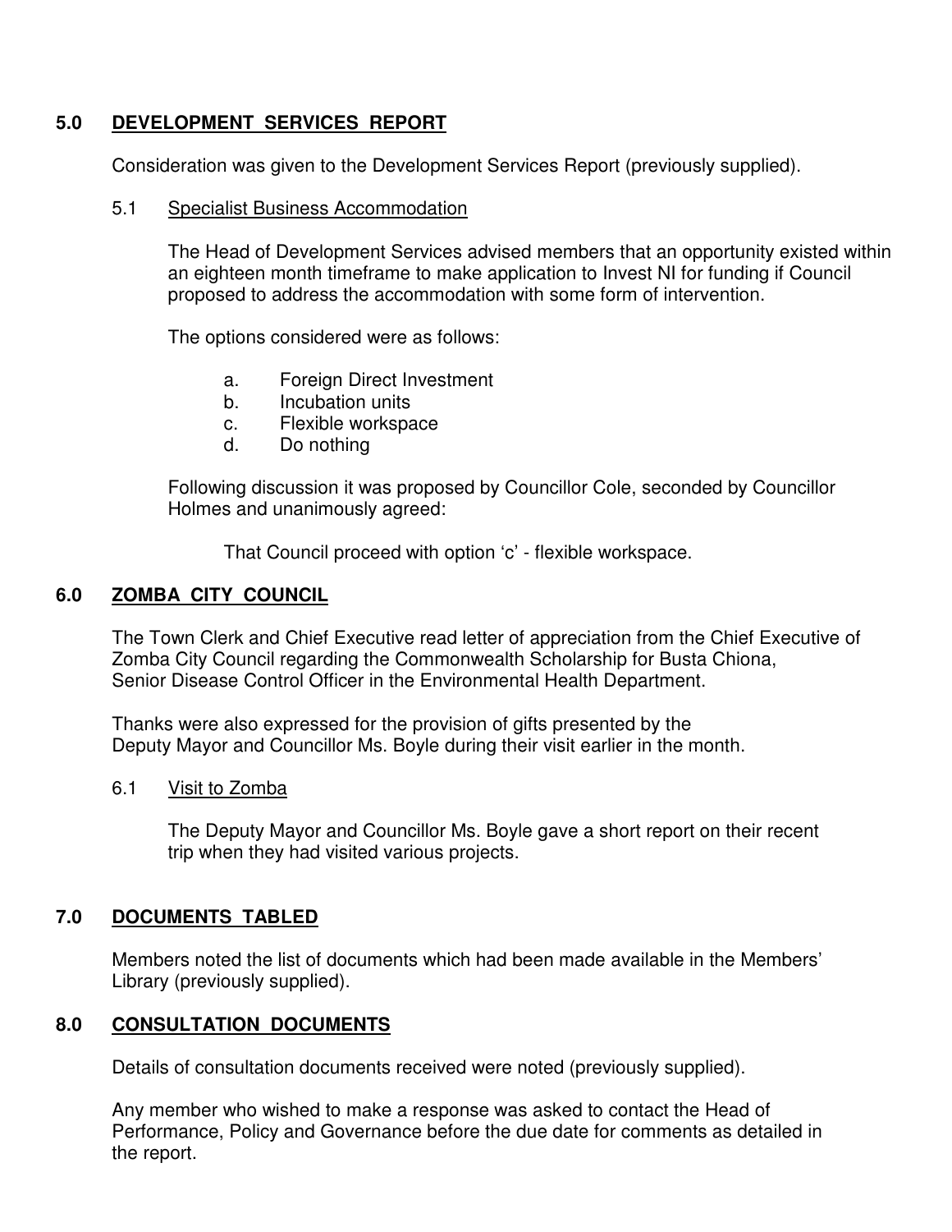## 5.0 DEVELOPMENT SERVICES REPORT

Consideration was given to the Development Services Report (previously supplied).

### 5.1 Specialist Business Accommodation

The Head of Development Services advised members that an opportunity existed within an eighteen month timeframe to make application to Invest NI for funding if Council proposed to address the accommodation with some form of intervention.

The options considered were as follows:

a. Foreign Direct Investment
b. Incubation units
c. Flexible workspace
d. Do nothing

Following discussion it was proposed by Councillor Cole, seconded by Councillor Holmes and unanimously agreed:

That Council proceed with option 'c' - flexible workspace.

## 6.0 ZOMBA CITY COUNCIL

The Town Clerk and Chief Executive read letter of appreciation from the Chief Executive of Zomba City Council regarding the Commonwealth Scholarship for Busta Chiona, Senior Disease Control Officer in the Environmental Health Department.

Thanks were also expressed for the provision of gifts presented by the Deputy Mayor and Councillor Ms. Boyle during their visit earlier in the month.

### 6.1 Visit to Zomba

The Deputy Mayor and Councillor Ms. Boyle gave a short report on their recent trip when they had visited various projects.

## 7.0 DOCUMENTS TABLED

Members noted the list of documents which had been made available in the Members' Library (previously supplied).

## 8.0 CONSULTATION DOCUMENTS

Details of consultation documents received were noted (previously supplied).

Any member who wished to make a response was asked to contact the Head of Performance, Policy and Governance before the due date for comments as detailed in the report.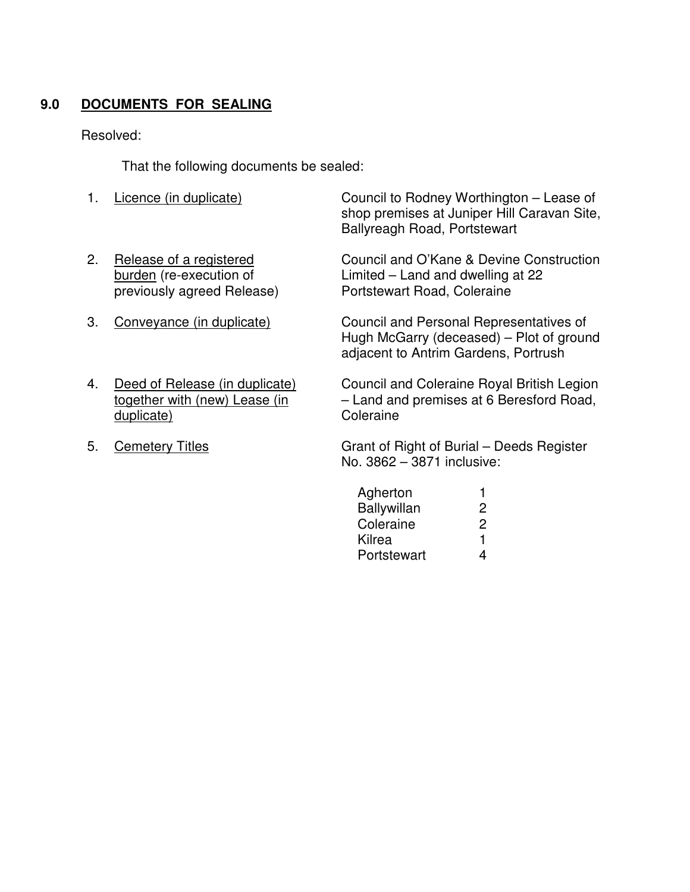## 9.0 DOCUMENTS FOR SEALING

Resolved:

That the following documents be sealed:

1. <u>Licence (in duplicate)</u> — Council to Rodney Worthington – Lease of shop premises at Juniper Hill Caravan Site, Ballyreagh Road, Portstewart

2. <u>Release of a registered burden</u> (re-execution of previously agreed Release) — Council and O'Kane & Devine Construction Limited – Land and dwelling at 22 Portstewart Road, Coleraine

3. <u>Conveyance (in duplicate)</u> — Council and Personal Representatives of Hugh McGarry (deceased) – Plot of ground adjacent to Antrim Gardens, Portrush

4. <u>Deed of Release (in duplicate) together with (new) Lease (in duplicate)</u> — Council and Coleraine Royal British Legion – Land and premises at 6 Beresford Road, Coleraine

5. <u>Cemetery Titles</u> — Grant of Right of Burial – Deeds Register No. 3862 – 3871 inclusive:

| | |
|---|---|
| Agherton | 1 |
| Ballywillan | 2 |
| Coleraine | 2 |
| Kilrea | 1 |
| Portstewart | 4 |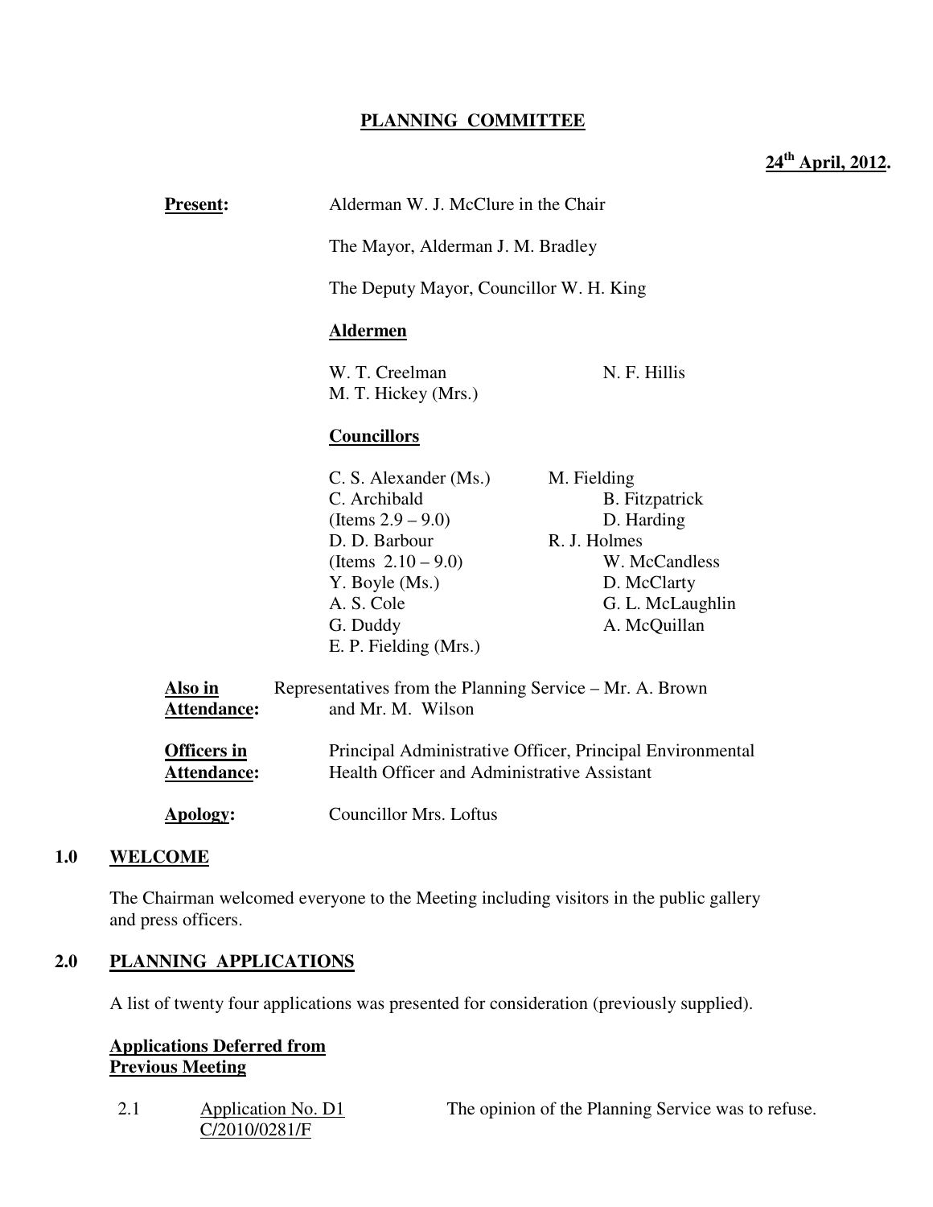**PLANNING COMMITTEE**

**24th April, 2012.**

**Present:** Alderman W. J. McClure in the Chair

The Mayor, Alderman J. M. Bradley

The Deputy Mayor, Councillor W. H. King

**Aldermen**

W. T. Creelman
M. T. Hickey (Mrs.)
N. F. Hillis

**Councillors**

C. S. Alexander (Ms.)
C. Archibald (Items 2.9 – 9.0)
D. D. Barbour (Items 2.10 – 9.0)
Y. Boyle (Ms.)
A. S. Cole
G. Duddy
E. P. Fielding (Mrs.)
M. Fielding
B. Fitzpatrick
D. Harding
R. J. Holmes
W. McCandless
D. McClarty
G. L. McLaughlin
A. McQuillan

**Also in Attendance:** Representatives from the Planning Service – Mr. A. Brown and Mr. M. Wilson

**Officers in Attendance:** Principal Administrative Officer, Principal Environmental Health Officer and Administrative Assistant

**Apology:** Councillor Mrs. Loftus

## 1.0 WELCOME

The Chairman welcomed everyone to the Meeting including visitors in the public gallery and press officers.

## 2.0 PLANNING APPLICATIONS

A list of twenty four applications was presented for consideration (previously supplied).

**Applications Deferred from Previous Meeting**

2.1 Application No. D1 C/2010/0281/F — The opinion of the Planning Service was to refuse.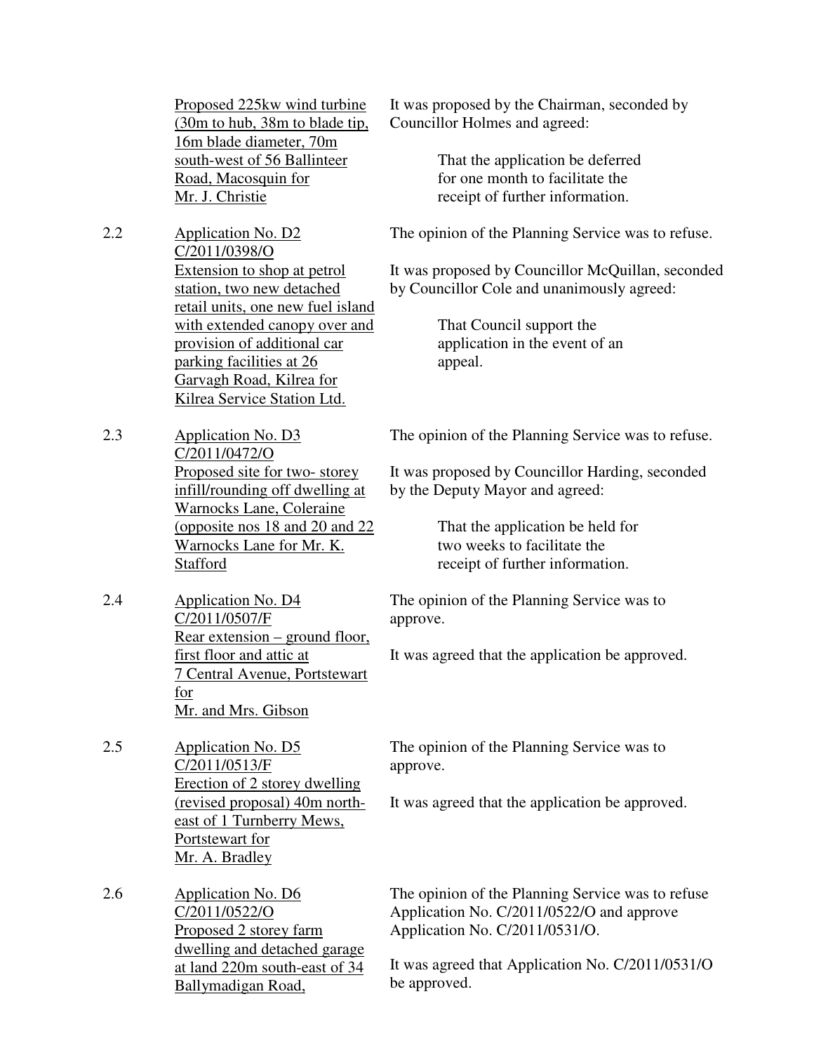| | | |
|---|---|---|
| | Proposed 225kw wind turbine (30m to hub, 38m to blade tip, 16m blade diameter, 70m south-west of 56 Ballinteer Road, Macosquin for Mr. J. Christie | It was proposed by the Chairman, seconded by Councillor Holmes and agreed:<br><br>That the application be deferred for one month to facilitate the receipt of further information. |
| 2.2 | Application No. D2<br>C/2011/0398/O<br>Extension to shop at petrol station, two new detached retail units, one new fuel island with extended canopy over and provision of additional car parking facilities at 26 Garvagh Road, Kilrea for Kilrea Service Station Ltd. | The opinion of the Planning Service was to refuse.<br><br>It was proposed by Councillor McQuillan, seconded by Councillor Cole and unanimously agreed:<br><br>That Council support the application in the event of an appeal. |
| 2.3 | Application No. D3<br>C/2011/0472/O<br>Proposed site for two- storey infill/rounding off dwelling at Warnocks Lane, Coleraine (opposite nos 18 and 20 and 22 Warnocks Lane for Mr. K. Stafford | The opinion of the Planning Service was to refuse.<br><br>It was proposed by Councillor Harding, seconded by the Deputy Mayor and agreed:<br><br>That the application be held for two weeks to facilitate the receipt of further information. |
| 2.4 | Application No. D4<br>C/2011/0507/F<br>Rear extension – ground floor, first floor and attic at 7 Central Avenue, Portstewart for Mr. and Mrs. Gibson | The opinion of the Planning Service was to approve.<br><br>It was agreed that the application be approved. |
| 2.5 | Application No. D5<br>C/2011/0513/F<br>Erection of 2 storey dwelling (revised proposal) 40m north-east of 1 Turnberry Mews, Portstewart for Mr. A. Bradley | The opinion of the Planning Service was to approve.<br><br>It was agreed that the application be approved. |
| 2.6 | Application No. D6<br>C/2011/0522/O<br>Proposed 2 storey farm dwelling and detached garage at land 220m south-east of 34 Ballymadigan Road, | The opinion of the Planning Service was to refuse Application No. C/2011/0522/O and approve Application No. C/2011/0531/O.<br><br>It was agreed that Application No. C/2011/0531/O be approved. |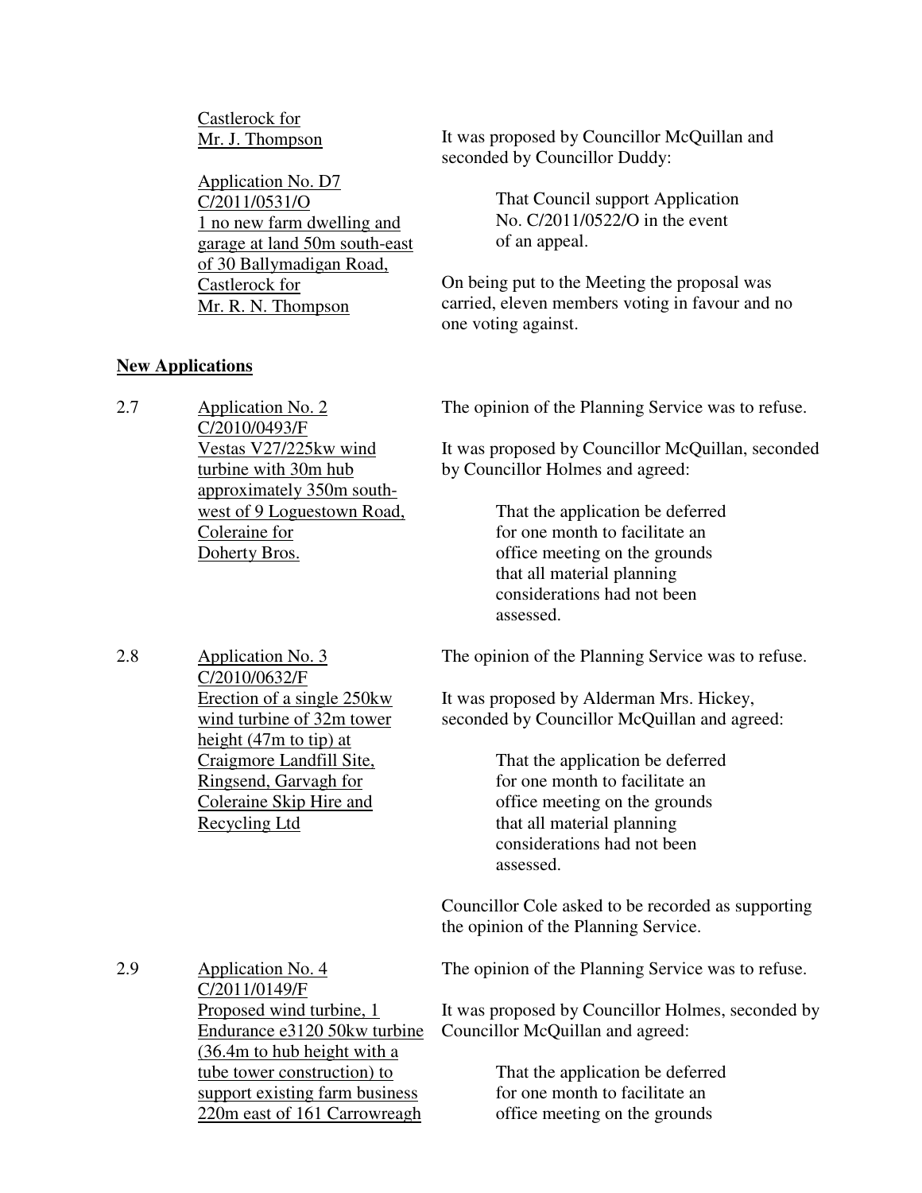Castlerock for Mr. J. Thompson

Application No. D7
C/2011/0531/O
1 no new farm dwelling and garage at land 50m south-east of 30 Ballymadigan Road, Castlerock for Mr. R. N. Thompson

It was proposed by Councillor McQuillan and seconded by Councillor Duddy:

> That Council support Application No. C/2011/0522/O in the event of an appeal.

On being put to the Meeting the proposal was carried, eleven members voting in favour and no one voting against.

**New Applications**

2.7 Application No. 2
C/2010/0493/F
Vestas V27/225kw wind turbine with 30m hub approximately 350m south-west of 9 Loguestown Road, Coleraine for Doherty Bros.

The opinion of the Planning Service was to refuse.

It was proposed by Councillor McQuillan, seconded by Councillor Holmes and agreed:

> That the application be deferred for one month to facilitate an office meeting on the grounds that all material planning considerations had not been assessed.

2.8 Application No. 3
C/2010/0632/F
Erection of a single 250kw wind turbine of 32m tower height (47m to tip) at Craigmore Landfill Site, Ringsend, Garvagh for Coleraine Skip Hire and Recycling Ltd

The opinion of the Planning Service was to refuse.

It was proposed by Alderman Mrs. Hickey, seconded by Councillor McQuillan and agreed:

> That the application be deferred for one month to facilitate an office meeting on the grounds that all material planning considerations had not been assessed.

Councillor Cole asked to be recorded as supporting the opinion of the Planning Service.

2.9 Application No. 4
C/2011/0149/F
Proposed wind turbine, 1 Endurance e3120 50kw turbine (36.4m to hub height with a tube tower construction) to support existing farm business 220m east of 161 Carrowreagh

The opinion of the Planning Service was to refuse.

It was proposed by Councillor Holmes, seconded by Councillor McQuillan and agreed:

> That the application be deferred for one month to facilitate an office meeting on the grounds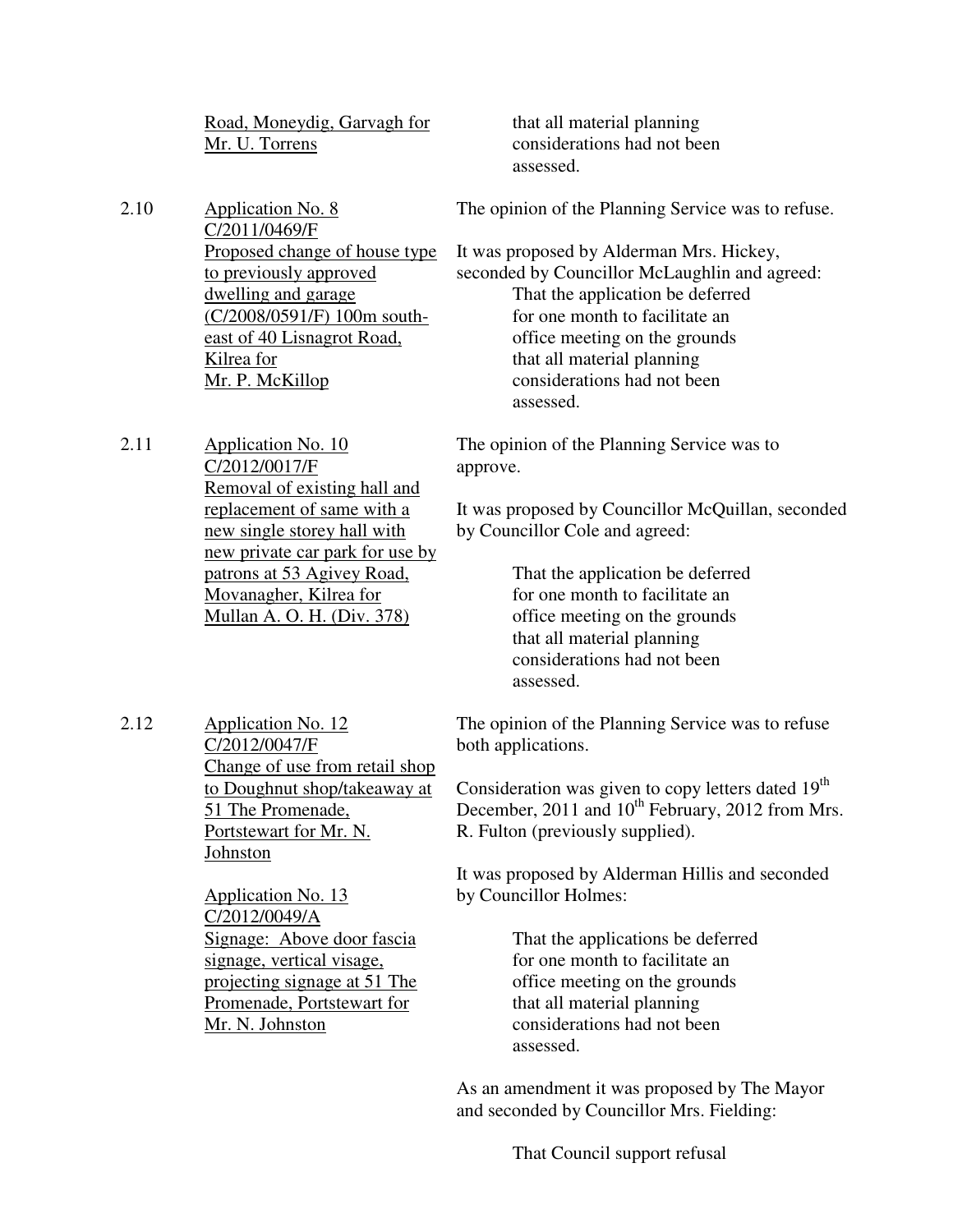Road, Moneydig, Garvagh for Mr. U. Torrens

that all material planning considerations had not been assessed.

2.10 Application No. 8
C/2011/0469/F
Proposed change of house type to previously approved dwelling and garage (C/2008/0591/F) 100m south-east of 40 Lisnagrot Road, Kilrea for Mr. P. McKillop

The opinion of the Planning Service was to refuse.

It was proposed by Alderman Mrs. Hickey, seconded by Councillor McLaughlin and agreed:

> That the application be deferred for one month to facilitate an office meeting on the grounds that all material planning considerations had not been assessed.

2.11 Application No. 10
C/2012/0017/F
Removal of existing hall and replacement of same with a new single storey hall with new private car park for use by patrons at 53 Agivey Road, Movanagher, Kilrea for Mullan A. O. H. (Div. 378)

The opinion of the Planning Service was to approve.

It was proposed by Councillor McQuillan, seconded by Councillor Cole and agreed:

> That the application be deferred for one month to facilitate an office meeting on the grounds that all material planning considerations had not been assessed.

2.12 Application No. 12
C/2012/0047/F
Change of use from retail shop to Doughnut shop/takeaway at 51 The Promenade, Portstewart for Mr. N. Johnston

Application No. 13
C/2012/0049/A
Signage: Above door fascia signage, vertical visage, projecting signage at 51 The Promenade, Portstewart for Mr. N. Johnston

The opinion of the Planning Service was to refuse both applications.

Consideration was given to copy letters dated 19th December, 2011 and 10th February, 2012 from Mrs. R. Fulton (previously supplied).

It was proposed by Alderman Hillis and seconded by Councillor Holmes:

> That the applications be deferred for one month to facilitate an office meeting on the grounds that all material planning considerations had not been assessed.

As an amendment it was proposed by The Mayor and seconded by Councillor Mrs. Fielding:

> That Council support refusal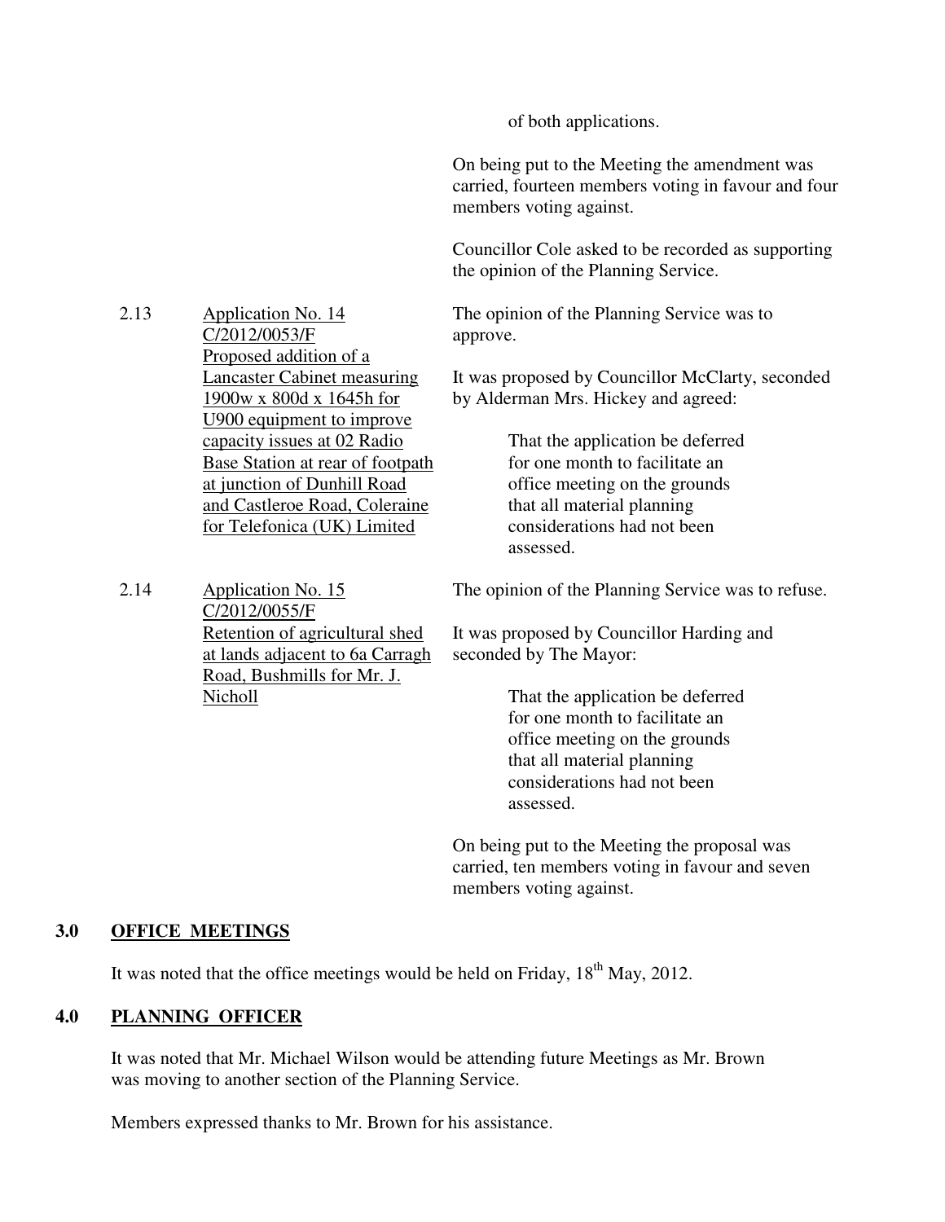of both applications.

On being put to the Meeting the amendment was carried, fourteen members voting in favour and four members voting against.

Councillor Cole asked to be recorded as supporting the opinion of the Planning Service.

2.13 Application No. 14
C/2012/0053/F
Proposed addition of a Lancaster Cabinet measuring 1900w x 800d x 1645h for U900 equipment to improve capacity issues at 02 Radio Base Station at rear of footpath at junction of Dunhill Road and Castleroe Road, Coleraine for Telefonica (UK) Limited

The opinion of the Planning Service was to approve.

It was proposed by Councillor McClarty, seconded by Alderman Mrs. Hickey and agreed:

> That the application be deferred for one month to facilitate an office meeting on the grounds that all material planning considerations had not been assessed.

2.14 Application No. 15
C/2012/0055/F
Retention of agricultural shed at lands adjacent to 6a Carragh Road, Bushmills for Mr. J. Nicholl

The opinion of the Planning Service was to refuse.

It was proposed by Councillor Harding and seconded by The Mayor:

> That the application be deferred for one month to facilitate an office meeting on the grounds that all material planning considerations had not been assessed.

On being put to the Meeting the proposal was carried, ten members voting in favour and seven members voting against.

## 3.0 OFFICE MEETINGS

It was noted that the office meetings would be held on Friday, 18th May, 2012.

## 4.0 PLANNING OFFICER

It was noted that Mr. Michael Wilson would be attending future Meetings as Mr. Brown was moving to another section of the Planning Service.

Members expressed thanks to Mr. Brown for his assistance.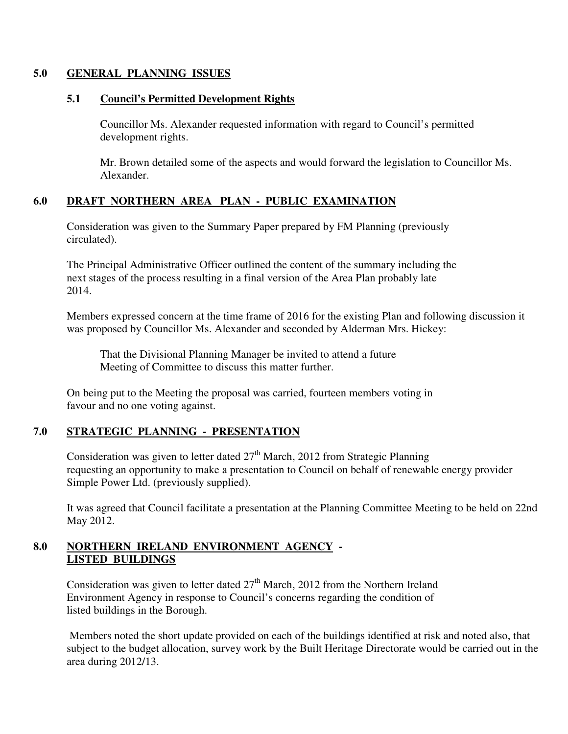## 5.0 GENERAL PLANNING ISSUES

### 5.1 Council's Permitted Development Rights

Councillor Ms. Alexander requested information with regard to Council's permitted development rights.

Mr. Brown detailed some of the aspects and would forward the legislation to Councillor Ms. Alexander.

## 6.0 DRAFT NORTHERN AREA PLAN - PUBLIC EXAMINATION

Consideration was given to the Summary Paper prepared by FM Planning (previously circulated).

The Principal Administrative Officer outlined the content of the summary including the next stages of the process resulting in a final version of the Area Plan probably late 2014.

Members expressed concern at the time frame of 2016 for the existing Plan and following discussion it was proposed by Councillor Ms. Alexander and seconded by Alderman Mrs. Hickey:

> That the Divisional Planning Manager be invited to attend a future Meeting of Committee to discuss this matter further.

On being put to the Meeting the proposal was carried, fourteen members voting in favour and no one voting against.

## 7.0 STRATEGIC PLANNING - PRESENTATION

Consideration was given to letter dated 27th March, 2012 from Strategic Planning requesting an opportunity to make a presentation to Council on behalf of renewable energy provider Simple Power Ltd. (previously supplied).

It was agreed that Council facilitate a presentation at the Planning Committee Meeting to be held on 22nd May 2012.

## 8.0 NORTHERN IRELAND ENVIRONMENT AGENCY - LISTED BUILDINGS

Consideration was given to letter dated 27th March, 2012 from the Northern Ireland Environment Agency in response to Council's concerns regarding the condition of listed buildings in the Borough.

Members noted the short update provided on each of the buildings identified at risk and noted also, that subject to the budget allocation, survey work by the Built Heritage Directorate would be carried out in the area during 2012/13.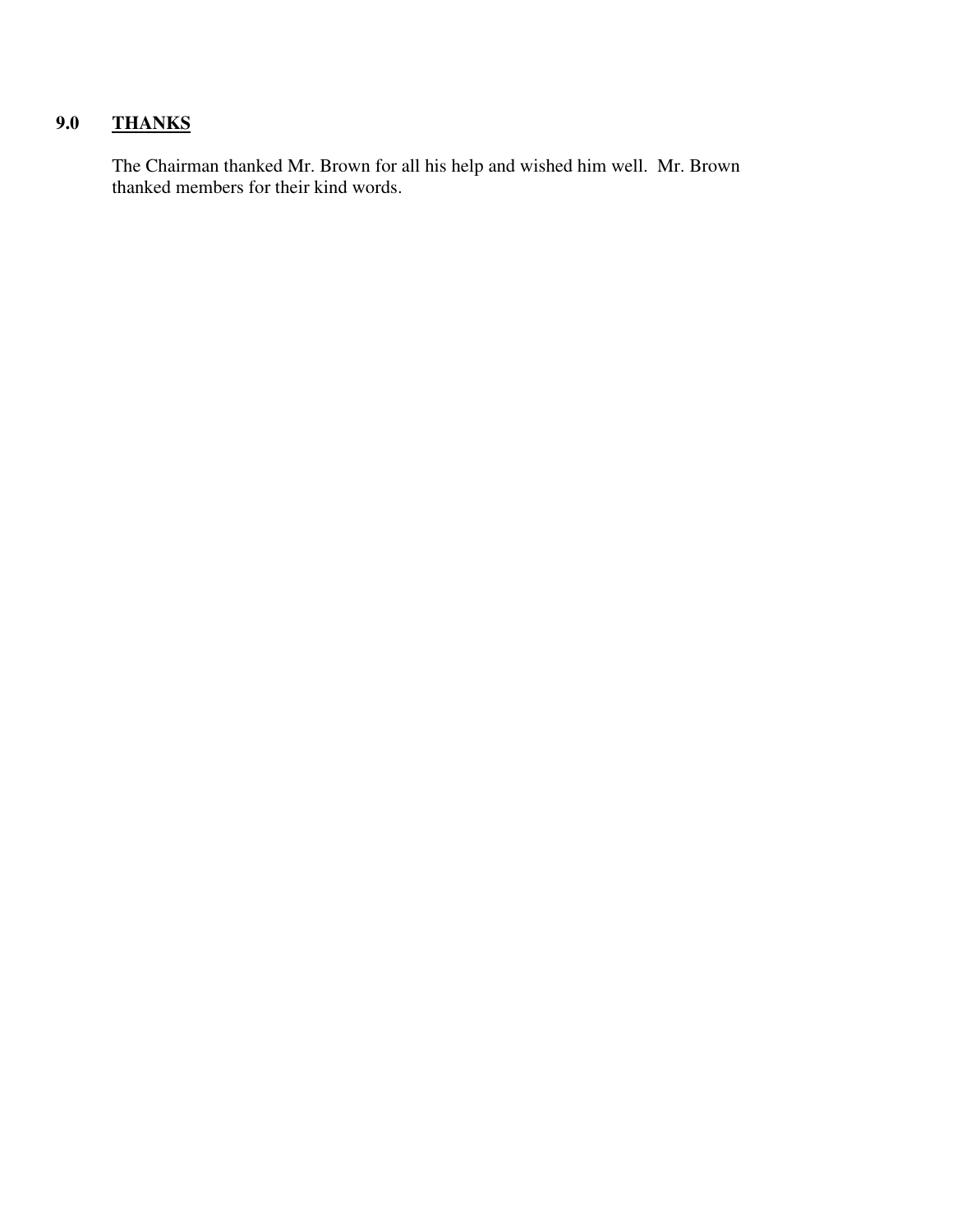## 9.0 THANKS

The Chairman thanked Mr. Brown for all his help and wished him well. Mr. Brown thanked members for their kind words.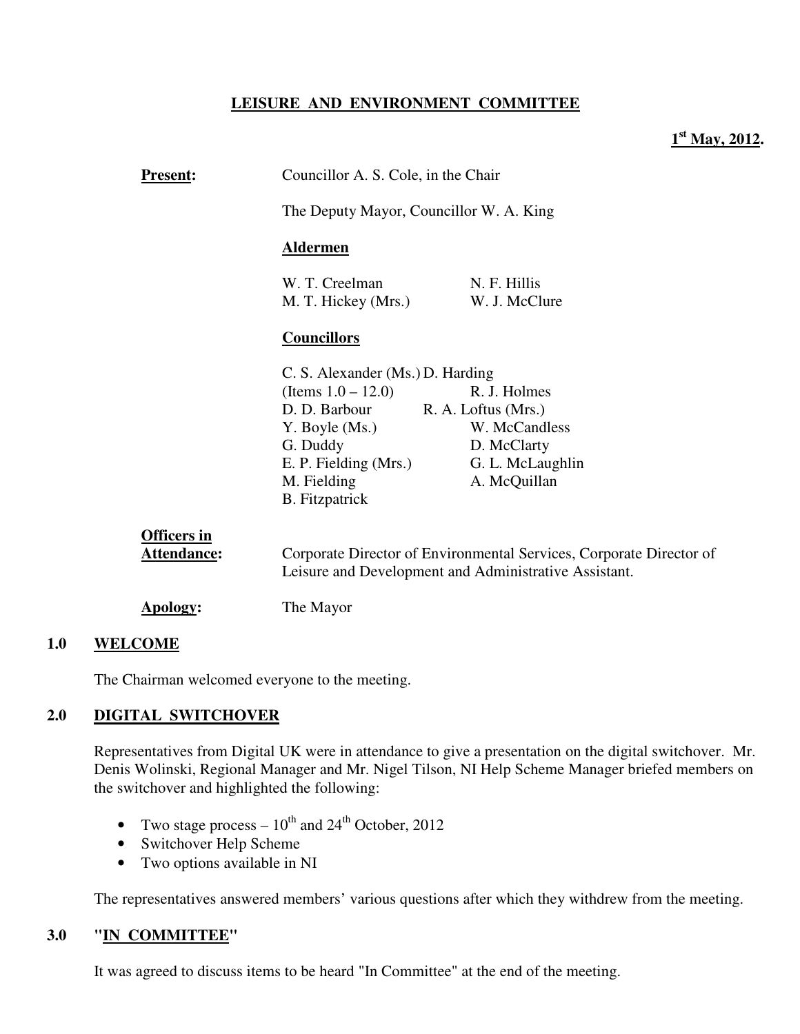# LEISURE AND ENVIRONMENT COMMITTEE

**1st May, 2012.**

**Present:** Councillor A. S. Cole, in the Chair

The Deputy Mayor, Councillor W. A. King

**Aldermen**

W. T. Creelman
M. T. Hickey (Mrs.)
N. F. Hillis
W. J. McClure

**Councillors**

C. S. Alexander (Ms.) (Items 1.0 – 12.0)
D. D. Barbour
Y. Boyle (Ms.)
G. Duddy
E. P. Fielding (Mrs.)
M. Fielding
B. Fitzpatrick
D. Harding
R. J. Holmes
R. A. Loftus (Mrs.)
W. McCandless
D. McClarty
G. L. McLaughlin
A. McQuillan

**Officers in Attendance:** Corporate Director of Environmental Services, Corporate Director of Leisure and Development and Administrative Assistant.

**Apology:** The Mayor

## 1.0 WELCOME

The Chairman welcomed everyone to the meeting.

## 2.0 DIGITAL SWITCHOVER

Representatives from Digital UK were in attendance to give a presentation on the digital switchover. Mr. Denis Wolinski, Regional Manager and Mr. Nigel Tilson, NI Help Scheme Manager briefed members on the switchover and highlighted the following:

- Two stage process – 10th and 24th October, 2012
- Switchover Help Scheme
- Two options available in NI

The representatives answered members' various questions after which they withdrew from the meeting.

## 3.0 "IN COMMITTEE"

It was agreed to discuss items to be heard "In Committee" at the end of the meeting.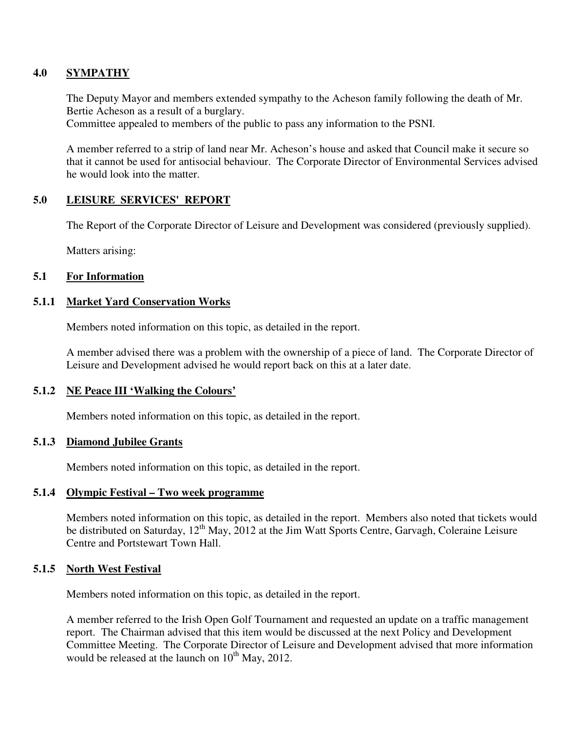## 4.0 SYMPATHY

The Deputy Mayor and members extended sympathy to the Acheson family following the death of Mr. Bertie Acheson as a result of a burglary.
Committee appealed to members of the public to pass any information to the PSNI.

A member referred to a strip of land near Mr. Acheson's house and asked that Council make it secure so that it cannot be used for antisocial behaviour. The Corporate Director of Environmental Services advised he would look into the matter.

## 5.0 LEISURE SERVICES' REPORT

The Report of the Corporate Director of Leisure and Development was considered (previously supplied).

Matters arising:

### 5.1 For Information

#### 5.1.1 Market Yard Conservation Works

Members noted information on this topic, as detailed in the report.

A member advised there was a problem with the ownership of a piece of land. The Corporate Director of Leisure and Development advised he would report back on this at a later date.

#### 5.1.2 NE Peace III 'Walking the Colours'

Members noted information on this topic, as detailed in the report.

#### 5.1.3 Diamond Jubilee Grants

Members noted information on this topic, as detailed in the report.

#### 5.1.4 Olympic Festival – Two week programme

Members noted information on this topic, as detailed in the report. Members also noted that tickets would be distributed on Saturday, 12th May, 2012 at the Jim Watt Sports Centre, Garvagh, Coleraine Leisure Centre and Portstewart Town Hall.

#### 5.1.5 North West Festival

Members noted information on this topic, as detailed in the report.

A member referred to the Irish Open Golf Tournament and requested an update on a traffic management report. The Chairman advised that this item would be discussed at the next Policy and Development Committee Meeting. The Corporate Director of Leisure and Development advised that more information would be released at the launch on 10th May, 2012.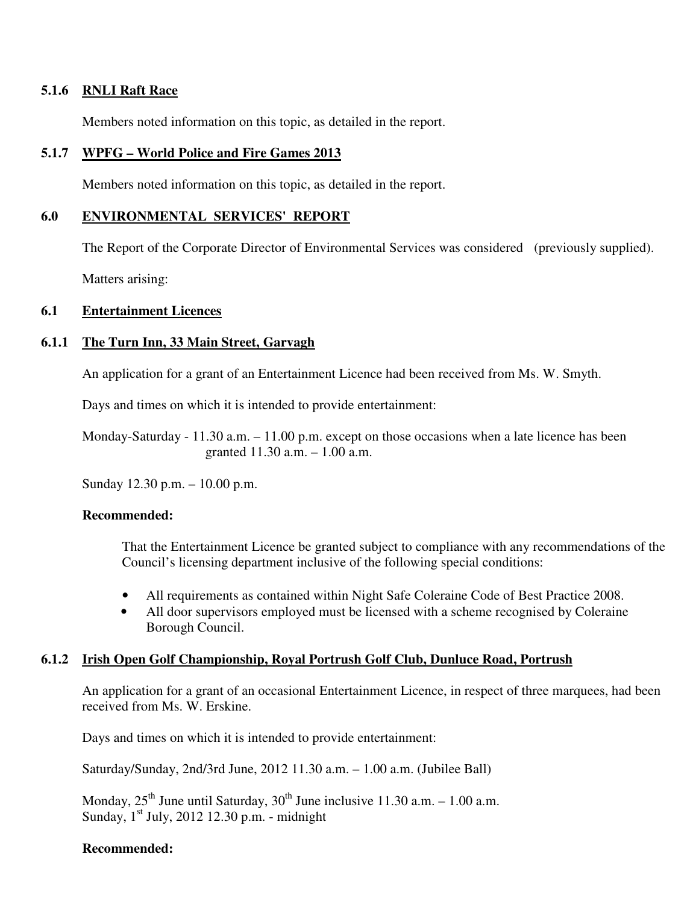### 5.1.6 RNLI Raft Race

Members noted information on this topic, as detailed in the report.

### 5.1.7 WPFG – World Police and Fire Games 2013

Members noted information on this topic, as detailed in the report.

## 6.0 ENVIRONMENTAL SERVICES' REPORT

The Report of the Corporate Director of Environmental Services was considered (previously supplied).

Matters arising:

### 6.1 Entertainment Licences

### 6.1.1 The Turn Inn, 33 Main Street, Garvagh

An application for a grant of an Entertainment Licence had been received from Ms. W. Smyth.

Days and times on which it is intended to provide entertainment:

Monday-Saturday - 11.30 a.m. – 11.00 p.m. except on those occasions when a late licence has been granted 11.30 a.m. – 1.00 a.m.

Sunday 12.30 p.m. – 10.00 p.m.

**Recommended:**

That the Entertainment Licence be granted subject to compliance with any recommendations of the Council's licensing department inclusive of the following special conditions:

- All requirements as contained within Night Safe Coleraine Code of Best Practice 2008.
- All door supervisors employed must be licensed with a scheme recognised by Coleraine Borough Council.

### 6.1.2 Irish Open Golf Championship, Royal Portrush Golf Club, Dunluce Road, Portrush

An application for a grant of an occasional Entertainment Licence, in respect of three marquees, had been received from Ms. W. Erskine.

Days and times on which it is intended to provide entertainment:

Saturday/Sunday, 2nd/3rd June, 2012 11.30 a.m. – 1.00 a.m. (Jubilee Ball)

Monday, 25th June until Saturday, 30th June inclusive 11.30 a.m. – 1.00 a.m.
Sunday, 1st July, 2012 12.30 p.m. - midnight

**Recommended:**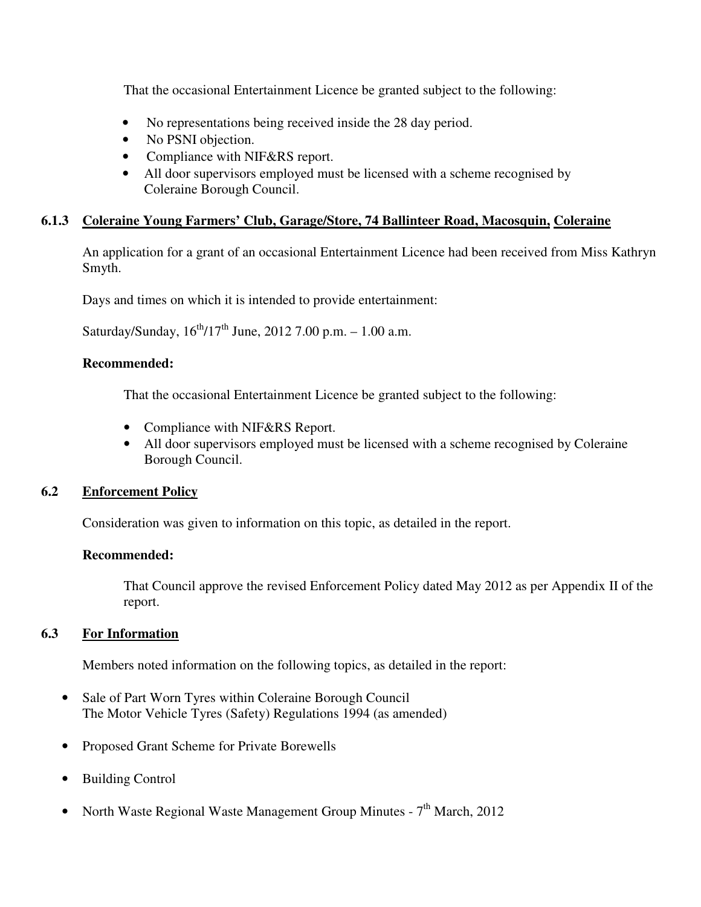That the occasional Entertainment Licence be granted subject to the following:

- No representations being received inside the 28 day period.
- No PSNI objection.
- Compliance with NIF&RS report.
- All door supervisors employed must be licensed with a scheme recognised by Coleraine Borough Council.

### 6.1.3 Coleraine Young Farmers' Club, Garage/Store, 74 Ballinteer Road, Macosquin, Coleraine

An application for a grant of an occasional Entertainment Licence had been received from Miss Kathryn Smyth.

Days and times on which it is intended to provide entertainment:

Saturday/Sunday, 16th/17th June, 2012 7.00 p.m. – 1.00 a.m.

**Recommended:**

That the occasional Entertainment Licence be granted subject to the following:

- Compliance with NIF&RS Report.
- All door supervisors employed must be licensed with a scheme recognised by Coleraine Borough Council.

### 6.2 Enforcement Policy

Consideration was given to information on this topic, as detailed in the report.

**Recommended:**

That Council approve the revised Enforcement Policy dated May 2012 as per Appendix II of the report.

### 6.3 For Information

Members noted information on the following topics, as detailed in the report:

- Sale of Part Worn Tyres within Coleraine Borough Council
  The Motor Vehicle Tyres (Safety) Regulations 1994 (as amended)
- Proposed Grant Scheme for Private Borewells
- Building Control
- North Waste Regional Waste Management Group Minutes - 7th March, 2012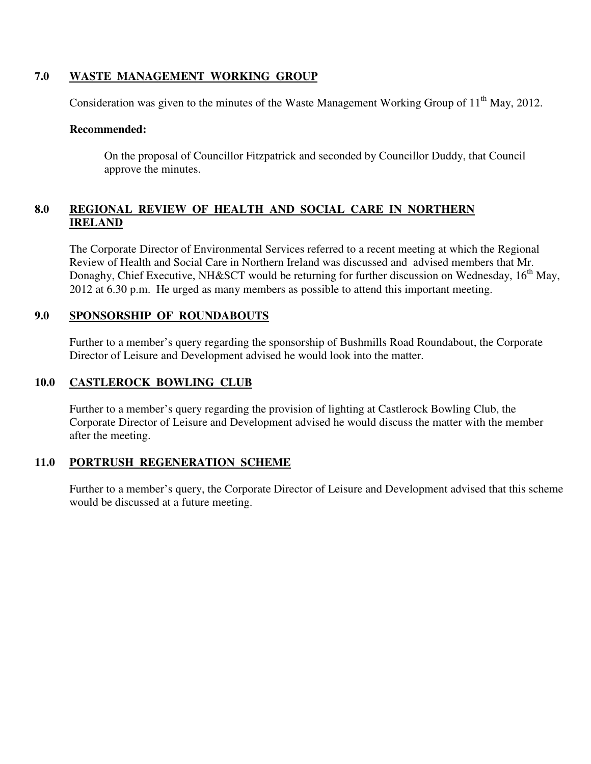## 7.0 WASTE MANAGEMENT WORKING GROUP

Consideration was given to the minutes of the Waste Management Working Group of 11th May, 2012.

**Recommended:**

On the proposal of Councillor Fitzpatrick and seconded by Councillor Duddy, that Council approve the minutes.

## 8.0 REGIONAL REVIEW OF HEALTH AND SOCIAL CARE IN NORTHERN IRELAND

The Corporate Director of Environmental Services referred to a recent meeting at which the Regional Review of Health and Social Care in Northern Ireland was discussed and advised members that Mr. Donaghy, Chief Executive, NH&SCT would be returning for further discussion on Wednesday, 16th May, 2012 at 6.30 p.m. He urged as many members as possible to attend this important meeting.

## 9.0 SPONSORSHIP OF ROUNDABOUTS

Further to a member's query regarding the sponsorship of Bushmills Road Roundabout, the Corporate Director of Leisure and Development advised he would look into the matter.

## 10.0 CASTLEROCK BOWLING CLUB

Further to a member's query regarding the provision of lighting at Castlerock Bowling Club, the Corporate Director of Leisure and Development advised he would discuss the matter with the member after the meeting.

## 11.0 PORTRUSH REGENERATION SCHEME

Further to a member's query, the Corporate Director of Leisure and Development advised that this scheme would be discussed at a future meeting.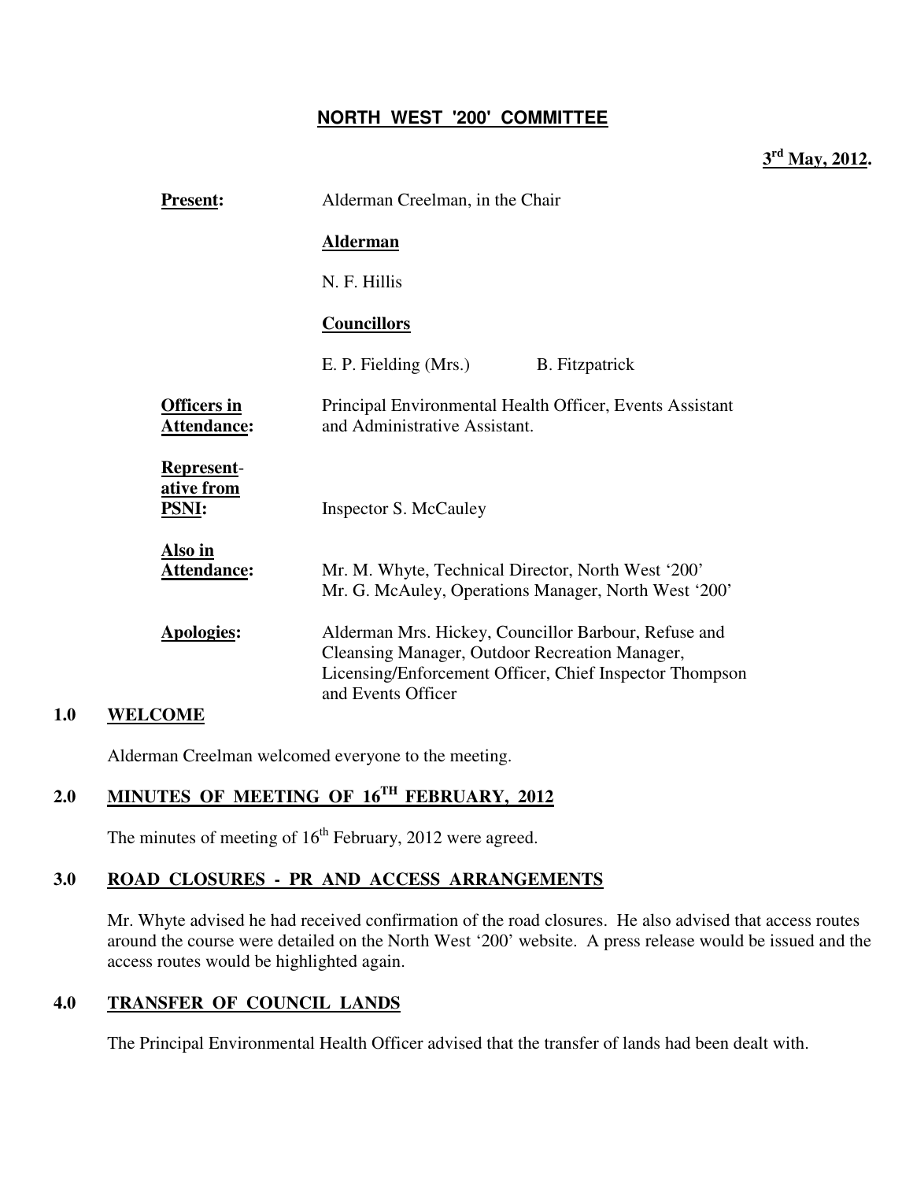## NORTH WEST '200' COMMITTEE

**3rd May, 2012.**

| | |
|---|---|
| **Present:** | Alderman Creelman, in the Chair |
| | **Alderman** |
| | N. F. Hillis |
| | **Councillors** |
| | E. P. Fielding (Mrs.) B. Fitzpatrick |
| **Officers in Attendance:** | Principal Environmental Health Officer, Events Assistant and Administrative Assistant. |
| **Representative from PSNI:** | Inspector S. McCauley |
| **Also in Attendance:** | Mr. M. Whyte, Technical Director, North West '200'<br>Mr. G. McAuley, Operations Manager, North West '200' |
| **Apologies:** | Alderman Mrs. Hickey, Councillor Barbour, Refuse and Cleansing Manager, Outdoor Recreation Manager, Licensing/Enforcement Officer, Chief Inspector Thompson and Events Officer |

### 1.0 WELCOME

Alderman Creelman welcomed everyone to the meeting.

### 2.0 MINUTES OF MEETING OF 16TH FEBRUARY, 2012

The minutes of meeting of 16th February, 2012 were agreed.

### 3.0 ROAD CLOSURES - PR AND ACCESS ARRANGEMENTS

Mr. Whyte advised he had received confirmation of the road closures. He also advised that access routes around the course were detailed on the North West '200' website. A press release would be issued and the access routes would be highlighted again.

### 4.0 TRANSFER OF COUNCIL LANDS

The Principal Environmental Health Officer advised that the transfer of lands had been dealt with.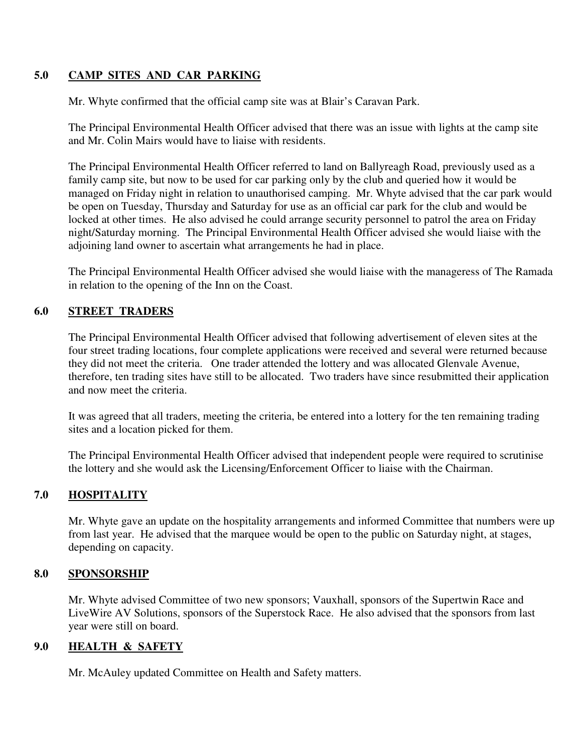## 5.0 CAMP SITES AND CAR PARKING

Mr. Whyte confirmed that the official camp site was at Blair's Caravan Park.

The Principal Environmental Health Officer advised that there was an issue with lights at the camp site and Mr. Colin Mairs would have to liaise with residents.

The Principal Environmental Health Officer referred to land on Ballyreagh Road, previously used as a family camp site, but now to be used for car parking only by the club and queried how it would be managed on Friday night in relation to unauthorised camping. Mr. Whyte advised that the car park would be open on Tuesday, Thursday and Saturday for use as an official car park for the club and would be locked at other times. He also advised he could arrange security personnel to patrol the area on Friday night/Saturday morning. The Principal Environmental Health Officer advised she would liaise with the adjoining land owner to ascertain what arrangements he had in place.

The Principal Environmental Health Officer advised she would liaise with the manageress of The Ramada in relation to the opening of the Inn on the Coast.

## 6.0 STREET TRADERS

The Principal Environmental Health Officer advised that following advertisement of eleven sites at the four street trading locations, four complete applications were received and several were returned because they did not meet the criteria. One trader attended the lottery and was allocated Glenvale Avenue, therefore, ten trading sites have still to be allocated. Two traders have since resubmitted their application and now meet the criteria.

It was agreed that all traders, meeting the criteria, be entered into a lottery for the ten remaining trading sites and a location picked for them.

The Principal Environmental Health Officer advised that independent people were required to scrutinise the lottery and she would ask the Licensing/Enforcement Officer to liaise with the Chairman.

## 7.0 HOSPITALITY

Mr. Whyte gave an update on the hospitality arrangements and informed Committee that numbers were up from last year. He advised that the marquee would be open to the public on Saturday night, at stages, depending on capacity.

## 8.0 SPONSORSHIP

Mr. Whyte advised Committee of two new sponsors; Vauxhall, sponsors of the Supertwin Race and LiveWire AV Solutions, sponsors of the Superstock Race. He also advised that the sponsors from last year were still on board.

## 9.0 HEALTH & SAFETY

Mr. McAuley updated Committee on Health and Safety matters.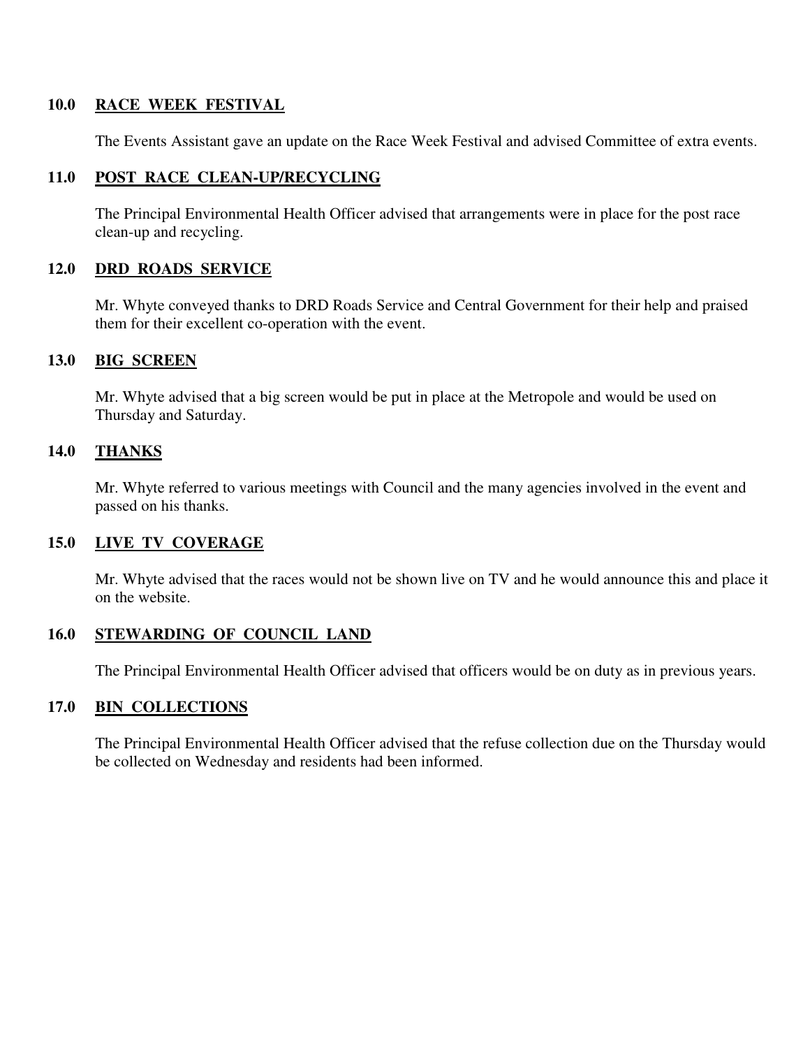**10.0 RACE WEEK FESTIVAL**

The Events Assistant gave an update on the Race Week Festival and advised Committee of extra events.

**11.0 POST RACE CLEAN-UP/RECYCLING**

The Principal Environmental Health Officer advised that arrangements were in place for the post race clean-up and recycling.

**12.0 DRD ROADS SERVICE**

Mr. Whyte conveyed thanks to DRD Roads Service and Central Government for their help and praised them for their excellent co-operation with the event.

**13.0 BIG SCREEN**

Mr. Whyte advised that a big screen would be put in place at the Metropole and would be used on Thursday and Saturday.

**14.0 THANKS**

Mr. Whyte referred to various meetings with Council and the many agencies involved in the event and passed on his thanks.

**15.0 LIVE TV COVERAGE**

Mr. Whyte advised that the races would not be shown live on TV and he would announce this and place it on the website.

**16.0 STEWARDING OF COUNCIL LAND**

The Principal Environmental Health Officer advised that officers would be on duty as in previous years.

**17.0 BIN COLLECTIONS**

The Principal Environmental Health Officer advised that the refuse collection due on the Thursday would be collected on Wednesday and residents had been informed.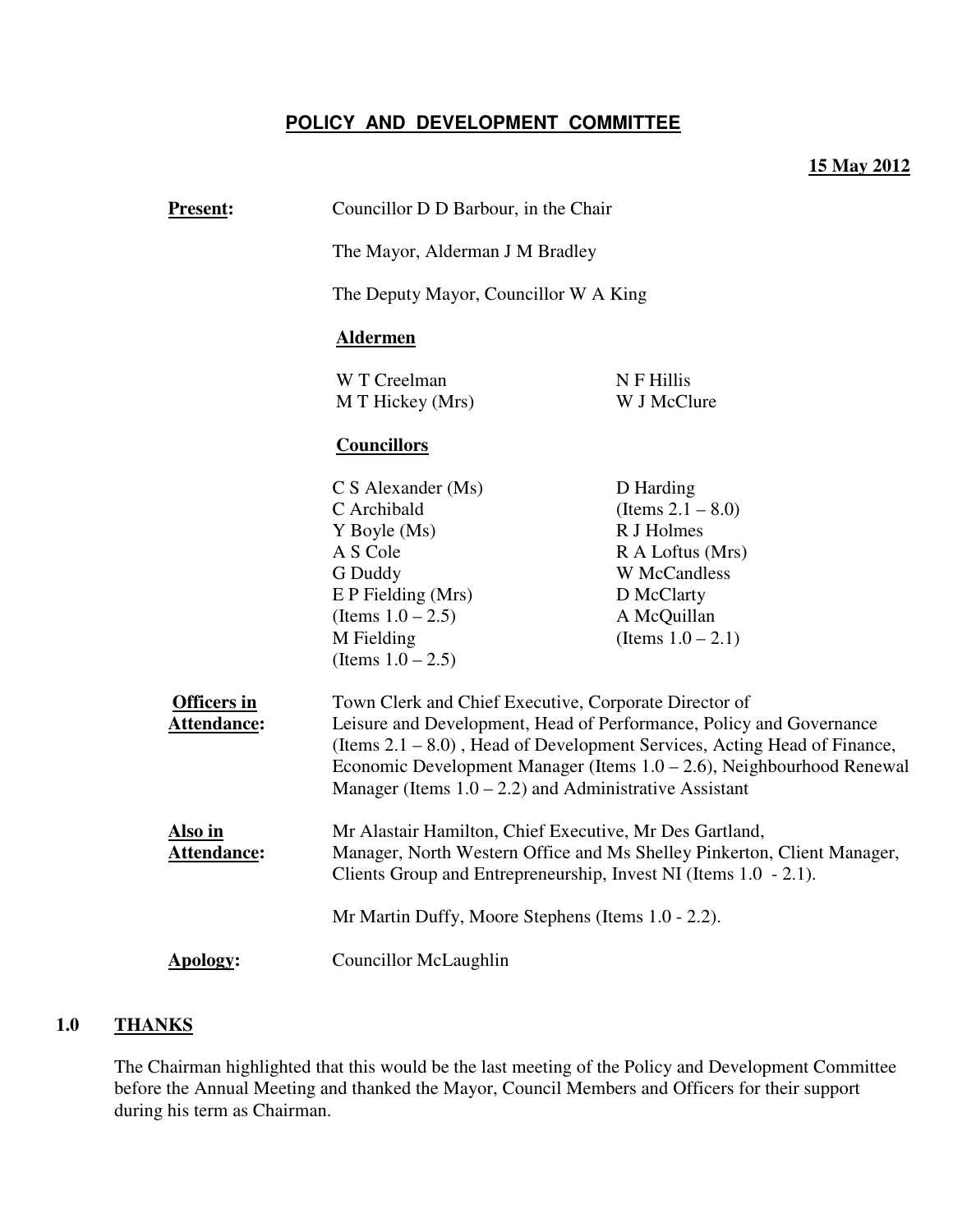# POLICY AND DEVELOPMENT COMMITTEE

**15 May 2012**

**Present:** Councillor D D Barbour, in the Chair

The Mayor, Alderman J M Bradley

The Deputy Mayor, Councillor W A King

**Aldermen**

W T Creelman
M T Hickey (Mrs)
N F Hillis
W J McClure

**Councillors**

C S Alexander (Ms)
C Archibald
Y Boyle (Ms)
A S Cole
G Duddy
E P Fielding (Mrs) (Items 1.0 – 2.5)
M Fielding (Items 1.0 – 2.5)
D Harding (Items 2.1 – 8.0)
R J Holmes
R A Loftus (Mrs)
W McCandless
D McClarty
A McQuillan (Items 1.0 – 2.1)

**Officers in Attendance:** Town Clerk and Chief Executive, Corporate Director of Leisure and Development, Head of Performance, Policy and Governance (Items 2.1 – 8.0) , Head of Development Services, Acting Head of Finance, Economic Development Manager (Items 1.0 – 2.6), Neighbourhood Renewal Manager (Items 1.0 – 2.2) and Administrative Assistant

**Also in Attendance:** Mr Alastair Hamilton, Chief Executive, Mr Des Gartland, Manager, North Western Office and Ms Shelley Pinkerton, Client Manager, Clients Group and Entrepreneurship, Invest NI (Items 1.0 - 2.1).

Mr Martin Duffy, Moore Stephens (Items 1.0 - 2.2).

**Apology:** Councillor McLaughlin

## 1.0 THANKS

The Chairman highlighted that this would be the last meeting of the Policy and Development Committee before the Annual Meeting and thanked the Mayor, Council Members and Officers for their support during his term as Chairman.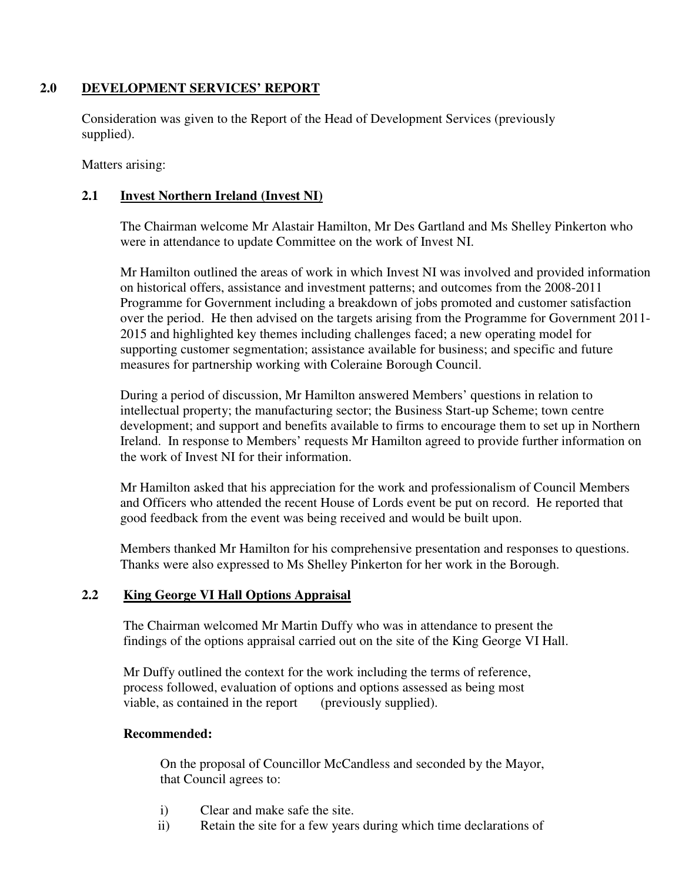## 2.0 DEVELOPMENT SERVICES' REPORT

Consideration was given to the Report of the Head of Development Services (previously supplied).

Matters arising:

### 2.1 Invest Northern Ireland (Invest NI)

The Chairman welcome Mr Alastair Hamilton, Mr Des Gartland and Ms Shelley Pinkerton who were in attendance to update Committee on the work of Invest NI.

Mr Hamilton outlined the areas of work in which Invest NI was involved and provided information on historical offers, assistance and investment patterns; and outcomes from the 2008-2011 Programme for Government including a breakdown of jobs promoted and customer satisfaction over the period. He then advised on the targets arising from the Programme for Government 2011-2015 and highlighted key themes including challenges faced; a new operating model for supporting customer segmentation; assistance available for business; and specific and future measures for partnership working with Coleraine Borough Council.

During a period of discussion, Mr Hamilton answered Members' questions in relation to intellectual property; the manufacturing sector; the Business Start-up Scheme; town centre development; and support and benefits available to firms to encourage them to set up in Northern Ireland. In response to Members' requests Mr Hamilton agreed to provide further information on the work of Invest NI for their information.

Mr Hamilton asked that his appreciation for the work and professionalism of Council Members and Officers who attended the recent House of Lords event be put on record. He reported that good feedback from the event was being received and would be built upon.

Members thanked Mr Hamilton for his comprehensive presentation and responses to questions. Thanks were also expressed to Ms Shelley Pinkerton for her work in the Borough.

### 2.2 King George VI Hall Options Appraisal

The Chairman welcomed Mr Martin Duffy who was in attendance to present the findings of the options appraisal carried out on the site of the King George VI Hall.

Mr Duffy outlined the context for the work including the terms of reference, process followed, evaluation of options and options assessed as being most viable, as contained in the report (previously supplied).

**Recommended:**

On the proposal of Councillor McCandless and seconded by the Mayor, that Council agrees to:

i) Clear and make safe the site.

ii) Retain the site for a few years during which time declarations of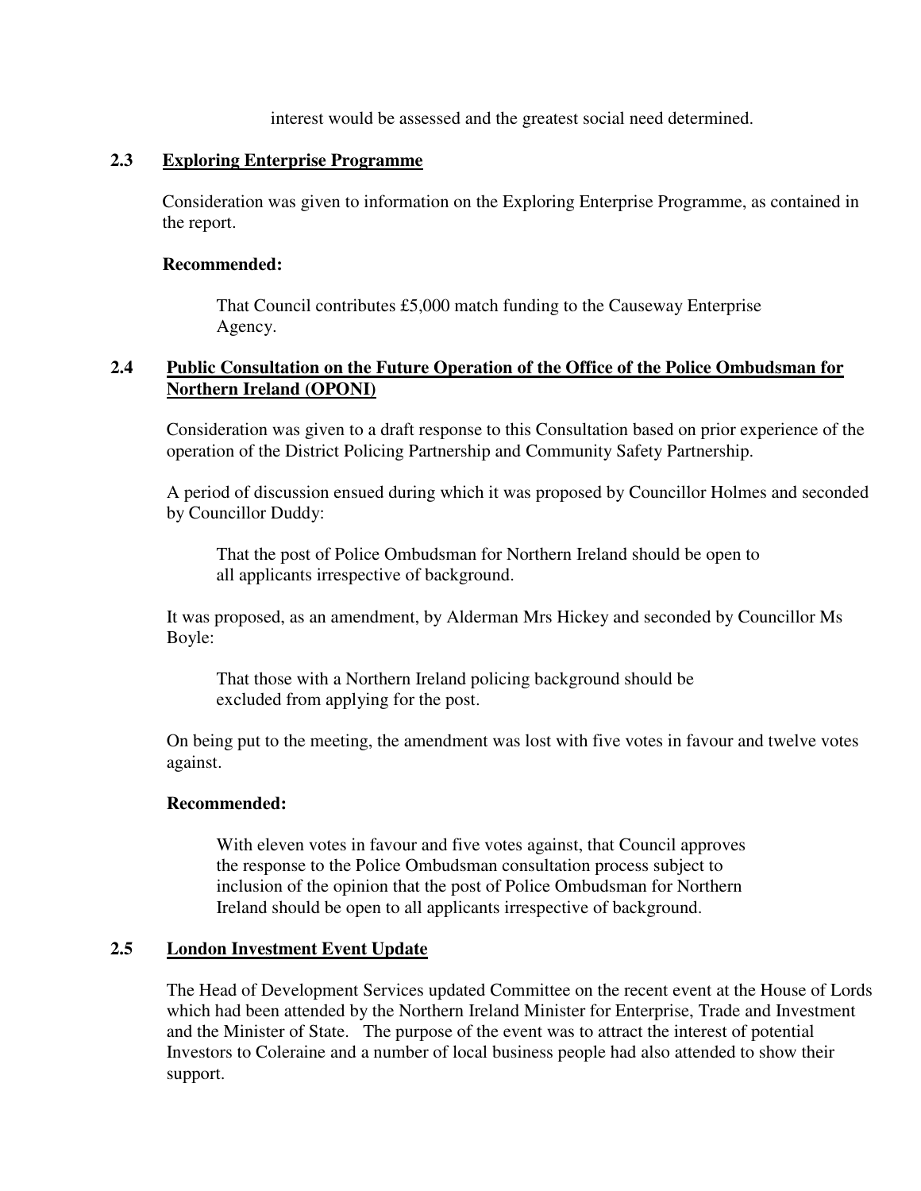interest would be assessed and the greatest social need determined.

### 2.3 Exploring Enterprise Programme

Consideration was given to information on the Exploring Enterprise Programme, as contained in the report.

**Recommended:**

> That Council contributes £5,000 match funding to the Causeway Enterprise Agency.

### 2.4 Public Consultation on the Future Operation of the Office of the Police Ombudsman for Northern Ireland (OPONI)

Consideration was given to a draft response to this Consultation based on prior experience of the operation of the District Policing Partnership and Community Safety Partnership.

A period of discussion ensued during which it was proposed by Councillor Holmes and seconded by Councillor Duddy:

> That the post of Police Ombudsman for Northern Ireland should be open to all applicants irrespective of background.

It was proposed, as an amendment, by Alderman Mrs Hickey and seconded by Councillor Ms Boyle:

> That those with a Northern Ireland policing background should be excluded from applying for the post.

On being put to the meeting, the amendment was lost with five votes in favour and twelve votes against.

**Recommended:**

> With eleven votes in favour and five votes against, that Council approves the response to the Police Ombudsman consultation process subject to inclusion of the opinion that the post of Police Ombudsman for Northern Ireland should be open to all applicants irrespective of background.

### 2.5 London Investment Event Update

The Head of Development Services updated Committee on the recent event at the House of Lords which had been attended by the Northern Ireland Minister for Enterprise, Trade and Investment and the Minister of State. The purpose of the event was to attract the interest of potential Investors to Coleraine and a number of local business people had also attended to show their support.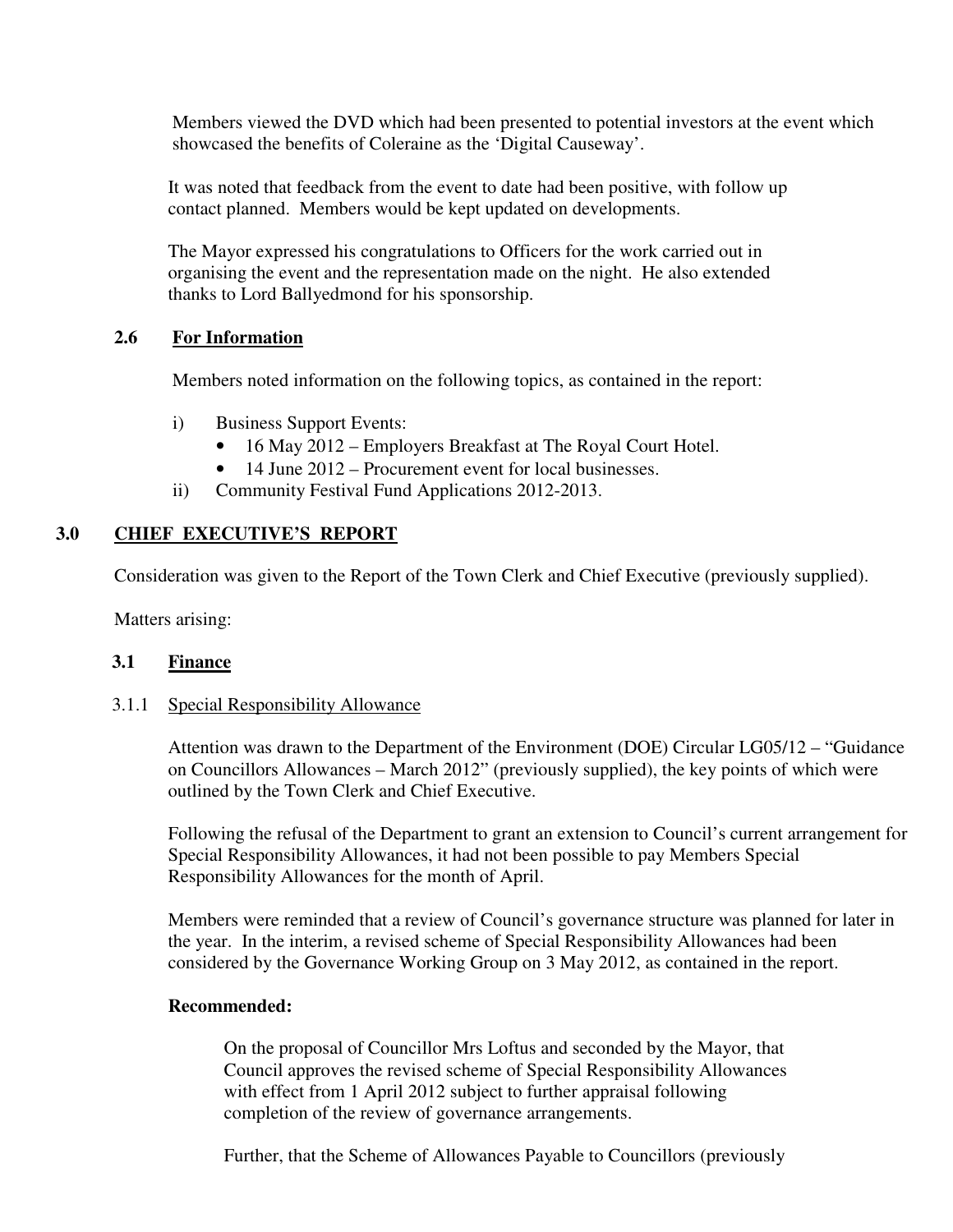Members viewed the DVD which had been presented to potential investors at the event which showcased the benefits of Coleraine as the 'Digital Causeway'.

It was noted that feedback from the event to date had been positive, with follow up contact planned. Members would be kept updated on developments.

The Mayor expressed his congratulations to Officers for the work carried out in organising the event and the representation made on the night. He also extended thanks to Lord Ballyedmond for his sponsorship.

### 2.6 For Information

Members noted information on the following topics, as contained in the report:

i) Business Support Events:
   - 16 May 2012 – Employers Breakfast at The Royal Court Hotel.
   - 14 June 2012 – Procurement event for local businesses.

ii) Community Festival Fund Applications 2012-2013.

## 3.0 CHIEF EXECUTIVE'S REPORT

Consideration was given to the Report of the Town Clerk and Chief Executive (previously supplied).

Matters arising:

### 3.1 Finance

3.1.1 Special Responsibility Allowance

Attention was drawn to the Department of the Environment (DOE) Circular LG05/12 – "Guidance on Councillors Allowances – March 2012" (previously supplied), the key points of which were outlined by the Town Clerk and Chief Executive.

Following the refusal of the Department to grant an extension to Council's current arrangement for Special Responsibility Allowances, it had not been possible to pay Members Special Responsibility Allowances for the month of April.

Members were reminded that a review of Council's governance structure was planned for later in the year. In the interim, a revised scheme of Special Responsibility Allowances had been considered by the Governance Working Group on 3 May 2012, as contained in the report.

**Recommended:**

On the proposal of Councillor Mrs Loftus and seconded by the Mayor, that Council approves the revised scheme of Special Responsibility Allowances with effect from 1 April 2012 subject to further appraisal following completion of the review of governance arrangements.

Further, that the Scheme of Allowances Payable to Councillors (previously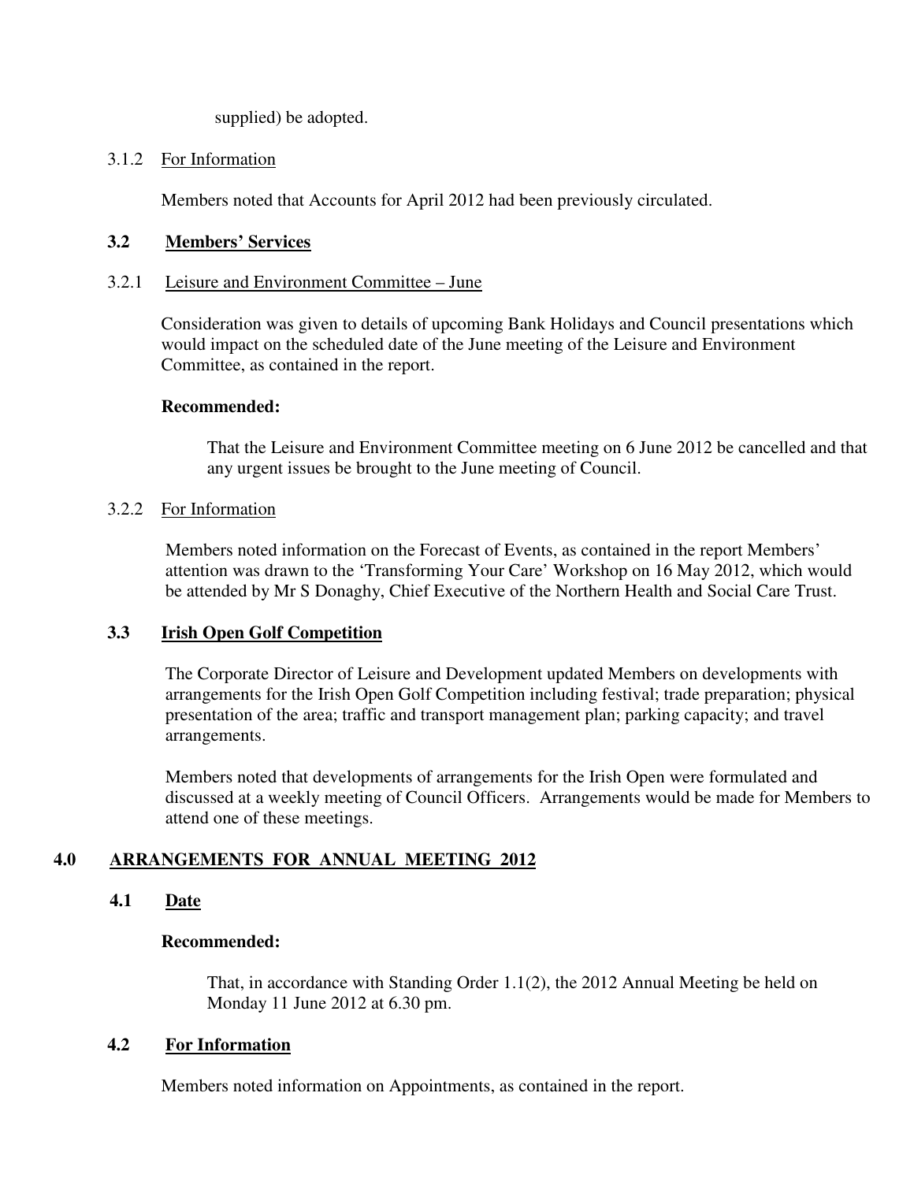supplied) be adopted.

3.1.2 <u>For Information</u>

Members noted that Accounts for April 2012 had been previously circulated.

### 3.2 <u>Members' Services</u>

3.2.1 <u>Leisure and Environment Committee – June</u>

Consideration was given to details of upcoming Bank Holidays and Council presentations which would impact on the scheduled date of the June meeting of the Leisure and Environment Committee, as contained in the report.

**Recommended:**

That the Leisure and Environment Committee meeting on 6 June 2012 be cancelled and that any urgent issues be brought to the June meeting of Council.

3.2.2 <u>For Information</u>

Members noted information on the Forecast of Events, as contained in the report Members' attention was drawn to the 'Transforming Your Care' Workshop on 16 May 2012, which would be attended by Mr S Donaghy, Chief Executive of the Northern Health and Social Care Trust.

### 3.3 <u>Irish Open Golf Competition</u>

The Corporate Director of Leisure and Development updated Members on developments with arrangements for the Irish Open Golf Competition including festival; trade preparation; physical presentation of the area; traffic and transport management plan; parking capacity; and travel arrangements.

Members noted that developments of arrangements for the Irish Open were formulated and discussed at a weekly meeting of Council Officers. Arrangements would be made for Members to attend one of these meetings.

## 4.0 <u>ARRANGEMENTS FOR ANNUAL MEETING 2012</u>

### 4.1 <u>Date</u>

**Recommended:**

That, in accordance with Standing Order 1.1(2), the 2012 Annual Meeting be held on Monday 11 June 2012 at 6.30 pm.

### 4.2 <u>For Information</u>

Members noted information on Appointments, as contained in the report.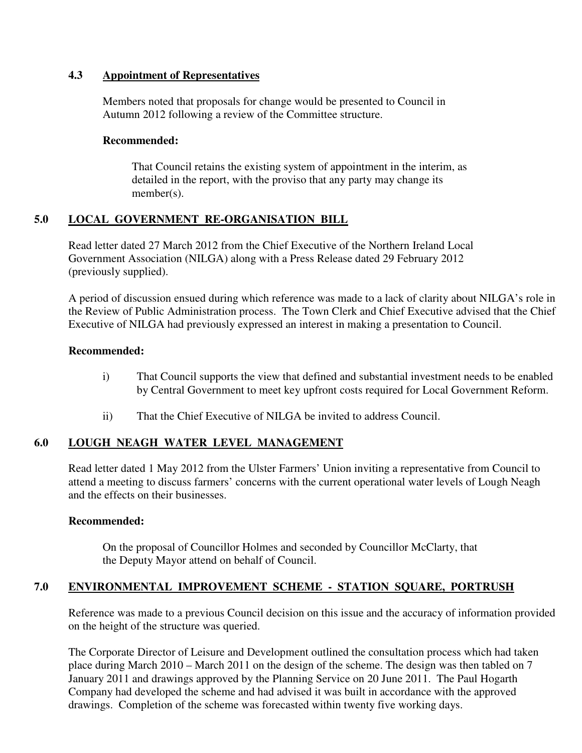### 4.3 Appointment of Representatives

Members noted that proposals for change would be presented to Council in Autumn 2012 following a review of the Committee structure.

**Recommended:**

That Council retains the existing system of appointment in the interim, as detailed in the report, with the proviso that any party may change its member(s).

## 5.0 LOCAL GOVERNMENT RE-ORGANISATION BILL

Read letter dated 27 March 2012 from the Chief Executive of the Northern Ireland Local Government Association (NILGA) along with a Press Release dated 29 February 2012 (previously supplied).

A period of discussion ensued during which reference was made to a lack of clarity about NILGA's role in the Review of Public Administration process. The Town Clerk and Chief Executive advised that the Chief Executive of NILGA had previously expressed an interest in making a presentation to Council.

**Recommended:**

i) That Council supports the view that defined and substantial investment needs to be enabled by Central Government to meet key upfront costs required for Local Government Reform.

ii) That the Chief Executive of NILGA be invited to address Council.

## 6.0 LOUGH NEAGH WATER LEVEL MANAGEMENT

Read letter dated 1 May 2012 from the Ulster Farmers' Union inviting a representative from Council to attend a meeting to discuss farmers' concerns with the current operational water levels of Lough Neagh and the effects on their businesses.

**Recommended:**

On the proposal of Councillor Holmes and seconded by Councillor McClarty, that the Deputy Mayor attend on behalf of Council.

## 7.0 ENVIRONMENTAL IMPROVEMENT SCHEME - STATION SQUARE, PORTRUSH

Reference was made to a previous Council decision on this issue and the accuracy of information provided on the height of the structure was queried.

The Corporate Director of Leisure and Development outlined the consultation process which had taken place during March 2010 – March 2011 on the design of the scheme. The design was then tabled on 7 January 2011 and drawings approved by the Planning Service on 20 June 2011. The Paul Hogarth Company had developed the scheme and had advised it was built in accordance with the approved drawings. Completion of the scheme was forecasted within twenty five working days.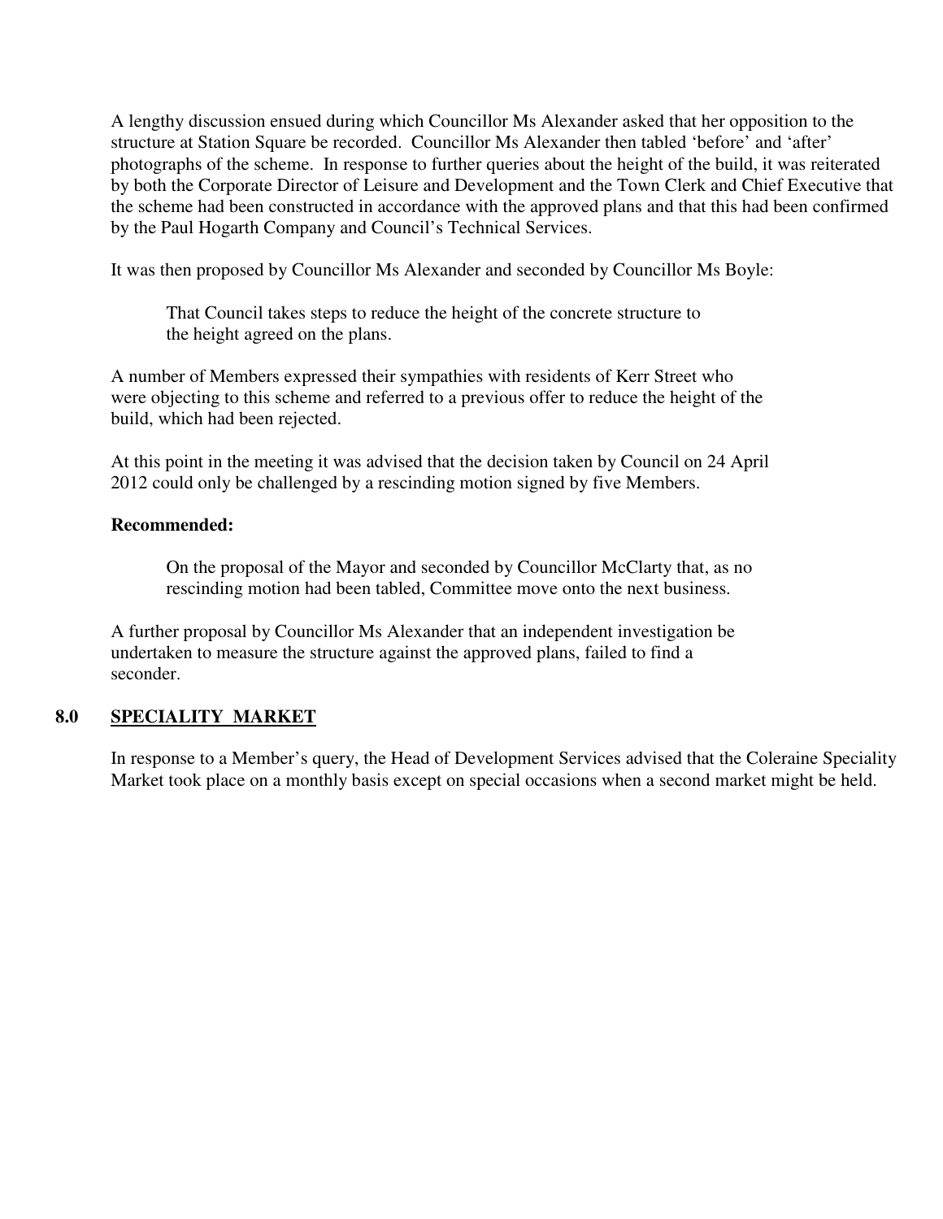A lengthy discussion ensued during which Councillor Ms Alexander asked that her opposition to the structure at Station Square be recorded. Councillor Ms Alexander then tabled 'before' and 'after' photographs of the scheme. In response to further queries about the height of the build, it was reiterated by both the Corporate Director of Leisure and Development and the Town Clerk and Chief Executive that the scheme had been constructed in accordance with the approved plans and that this had been confirmed by the Paul Hogarth Company and Council's Technical Services.

It was then proposed by Councillor Ms Alexander and seconded by Councillor Ms Boyle:

> That Council takes steps to reduce the height of the concrete structure to the height agreed on the plans.

A number of Members expressed their sympathies with residents of Kerr Street who were objecting to this scheme and referred to a previous offer to reduce the height of the build, which had been rejected.

At this point in the meeting it was advised that the decision taken by Council on 24 April 2012 could only be challenged by a rescinding motion signed by five Members.

**Recommended:**

> On the proposal of the Mayor and seconded by Councillor McClarty that, as no rescinding motion had been tabled, Committee move onto the next business.

A further proposal by Councillor Ms Alexander that an independent investigation be undertaken to measure the structure against the approved plans, failed to find a seconder.

## 8.0 SPECIALITY MARKET

In response to a Member's query, the Head of Development Services advised that the Coleraine Speciality Market took place on a monthly basis except on special occasions when a second market might be held.